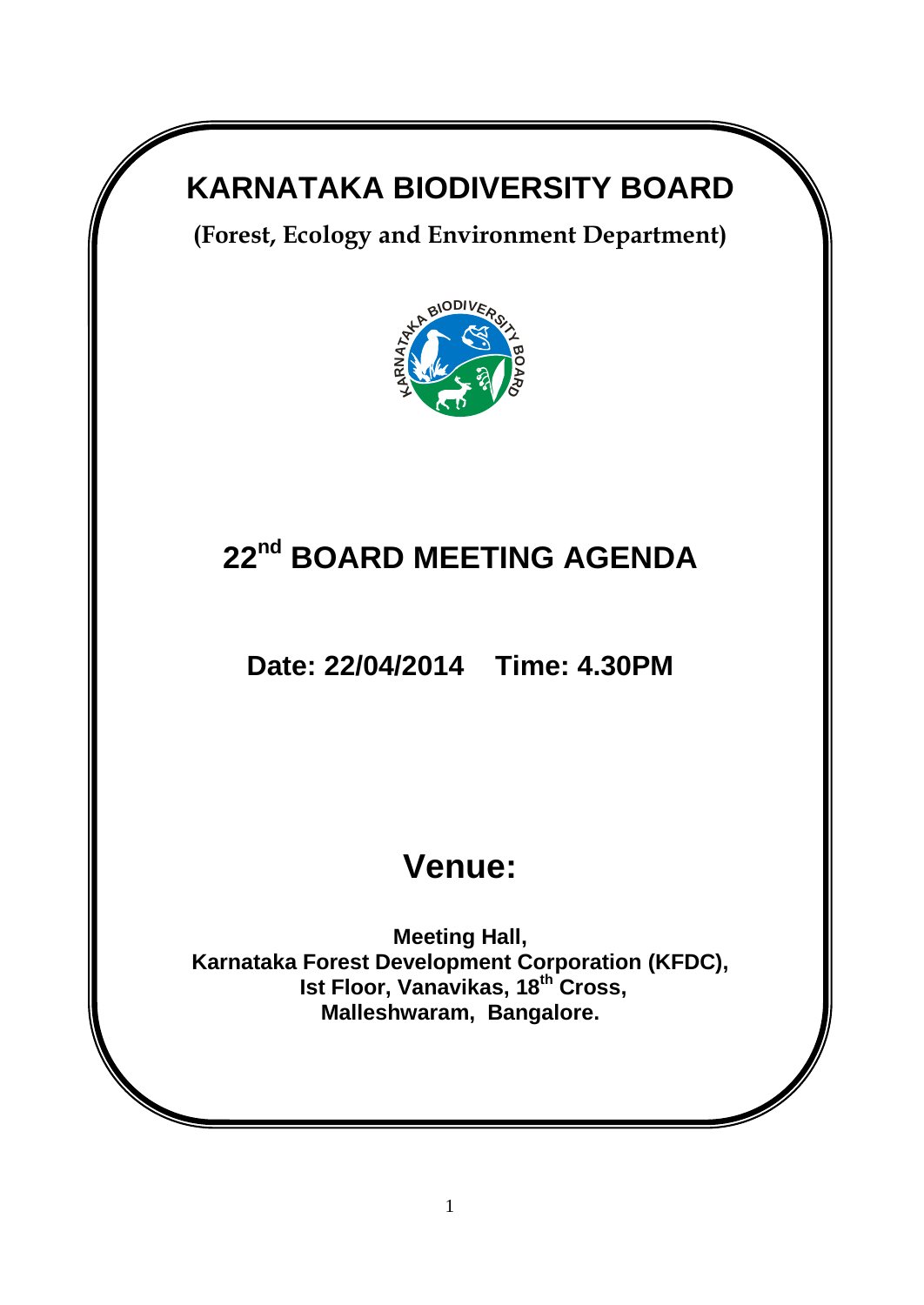# KARNATAKA BIODIVERSITY BOARD

**(Forest, Ecology and Environment Department)**

# 22nd BOARD MEETING AGENDA

## Date: 22/04/2014 Time: 4.30PM

# Venue:

**Meeting Hall,**
**Karnataka Forest Development Corporation (KFDC),**
**Ist Floor, Vanavikas, 18th Cross,**
**Malleshwaram, Bangalore.**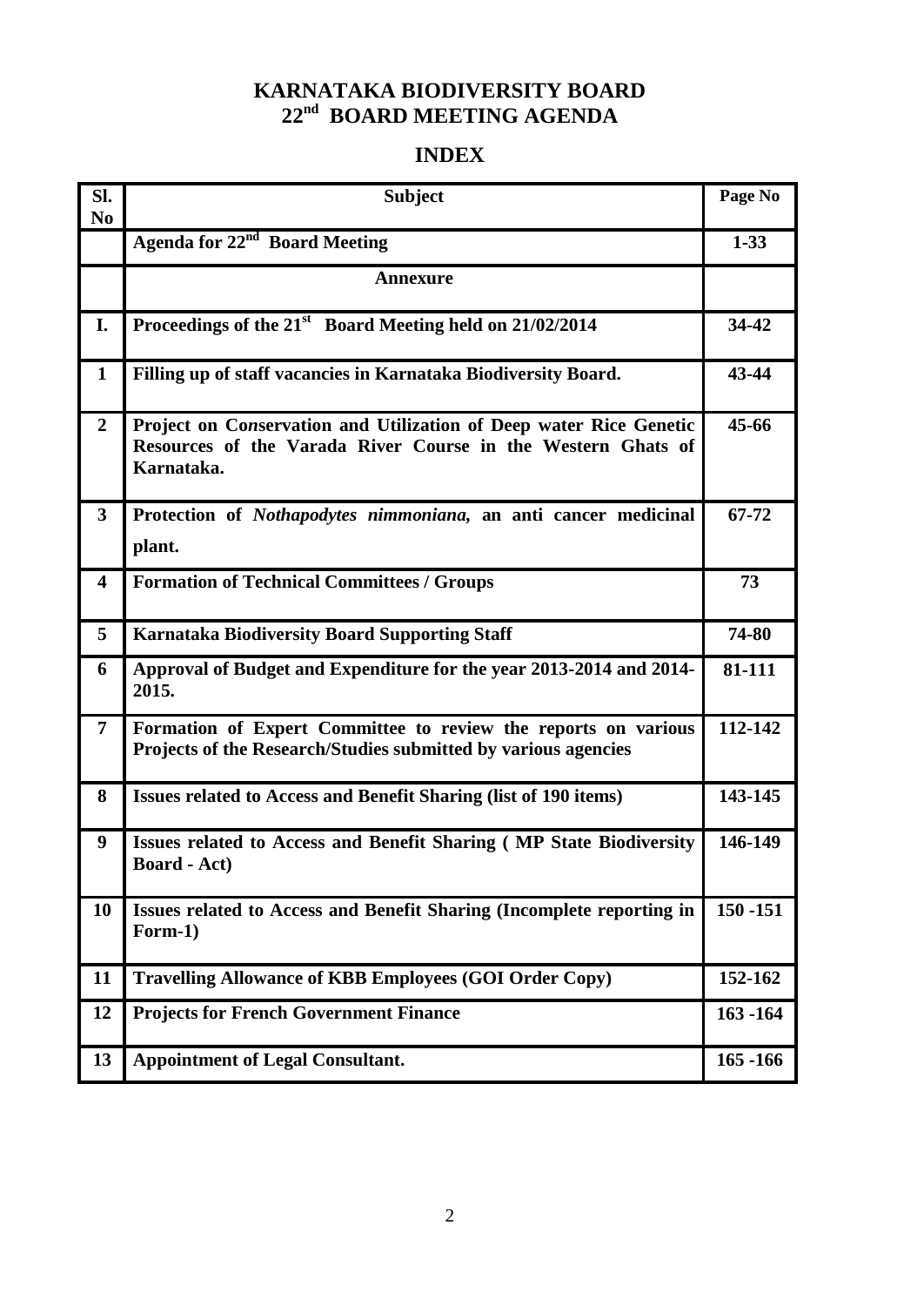# KARNATAKA BIODIVERSITY BOARD
# 22nd BOARD MEETING AGENDA

## INDEX

| Sl. No | Subject | Page No |
|---|---|---|
| | **Agenda for 22nd Board Meeting** | **1-33** |
| | **Annexure** | |
| **I.** | **Proceedings of the 21st Board Meeting held on 21/02/2014** | **34-42** |
| **1** | **Filling up of staff vacancies in Karnataka Biodiversity Board.** | **43-44** |
| **2** | **Project on Conservation and Utilization of Deep water Rice Genetic Resources of the Varada River Course in the Western Ghats of Karnataka.** | **45-66** |
| **3** | **Protection of *Nothapodytes nimmoniana*, an anti cancer medicinal plant.** | **67-72** |
| **4** | **Formation of Technical Committees / Groups** | **73** |
| **5** | **Karnataka Biodiversity Board Supporting Staff** | **74-80** |
| **6** | **Approval of Budget and Expenditure for the year 2013-2014 and 2014-2015.** | **81-111** |
| **7** | **Formation of Expert Committee to review the reports on various Projects of the Research/Studies submitted by various agencies** | **112-142** |
| **8** | **Issues related to Access and Benefit Sharing (list of 190 items)** | **143-145** |
| **9** | **Issues related to Access and Benefit Sharing ( MP State Biodiversity Board - Act)** | **146-149** |
| **10** | **Issues related to Access and Benefit Sharing (Incomplete reporting in Form-1)** | **150 -151** |
| **11** | **Travelling Allowance of KBB Employees (GOI Order Copy)** | **152-162** |
| **12** | **Projects for French Government Finance** | **163 -164** |
| **13** | **Appointment of Legal Consultant.** | **165 -166** |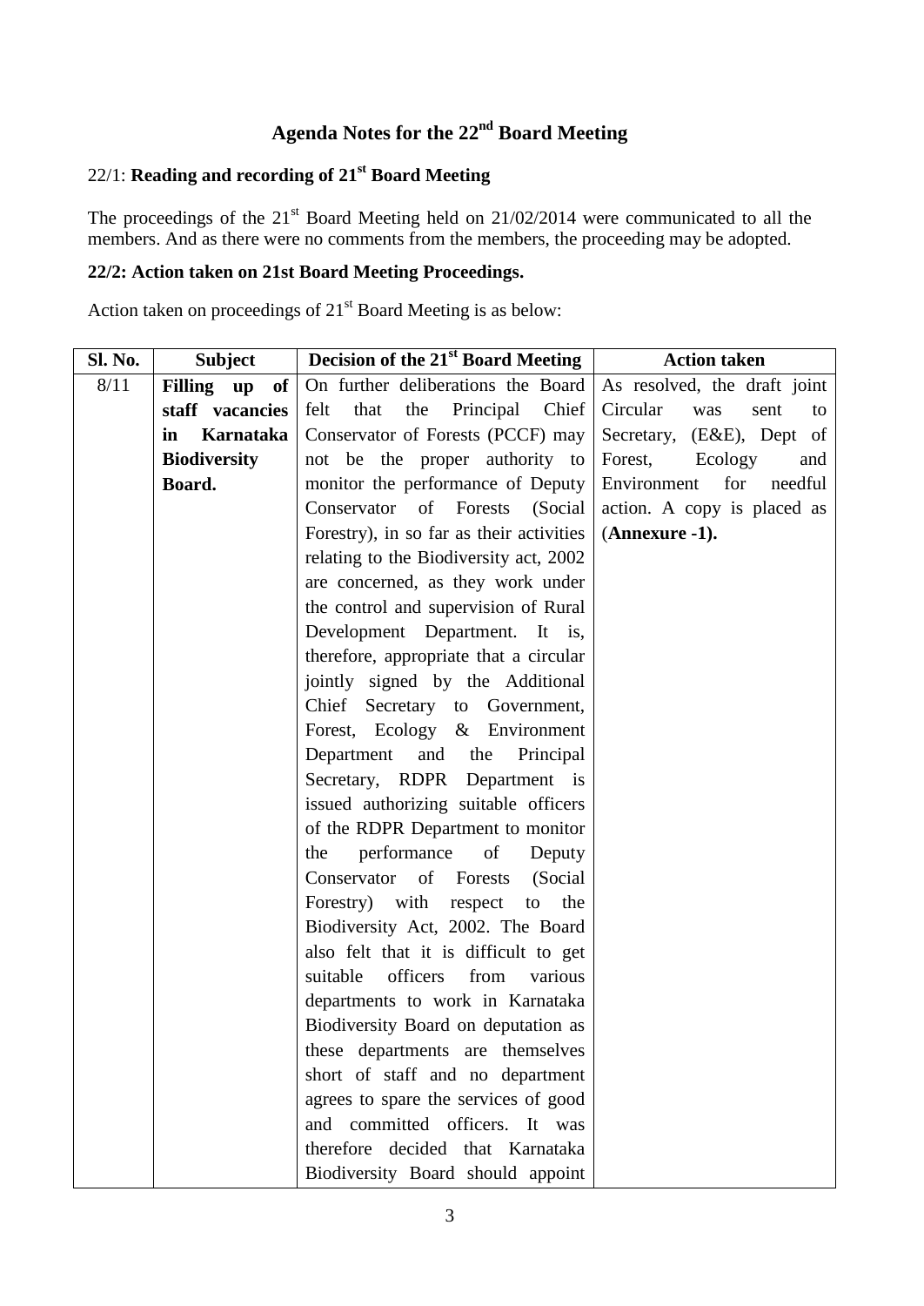# Agenda Notes for the 22nd Board Meeting

## 22/1: **Reading and recording of 21st Board Meeting**

The proceedings of the 21st Board Meeting held on 21/02/2014 were communicated to all the members. And as there were no comments from the members, the proceeding may be adopted.

## 22/2: Action taken on 21st Board Meeting Proceedings.

Action taken on proceedings of 21st Board Meeting is as below:

| Sl. No. | Subject | Decision of the 21st Board Meeting | Action taken |
|---|---|---|---|
| 8/11 | **Filling up of staff vacancies in Karnataka Biodiversity Board.** | On further deliberations the Board felt that the Principal Chief Conservator of Forests (PCCF) may not be the proper authority to monitor the performance of Deputy Conservator of Forests (Social Forestry), in so far as their activities relating to the Biodiversity act, 2002 are concerned, as they work under the control and supervision of Rural Development Department. It is, therefore, appropriate that a circular jointly signed by the Additional Chief Secretary to Government, Forest, Ecology & Environment Department and the Principal Secretary, RDPR Department is issued authorizing suitable officers of the RDPR Department to monitor the performance of Deputy Conservator of Forests (Social Forestry) with respect to the Biodiversity Act, 2002. The Board also felt that it is difficult to get suitable officers from various departments to work in Karnataka Biodiversity Board on deputation as these departments are themselves short of staff and no department agrees to spare the services of good and committed officers. It was therefore decided that Karnataka Biodiversity Board should appoint | As resolved, the draft joint Circular was sent to Secretary, (E&E), Dept of Forest, Ecology and Environment for needful action. A copy is placed as (**Annexure -1).** |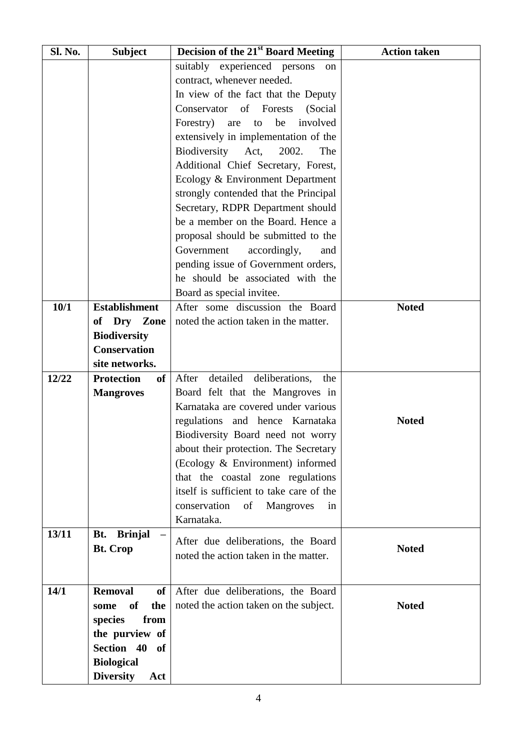| Sl. No. | Subject | Decision of the 21st Board Meeting | Action taken |
|---|---|---|---|
| | | suitably experienced persons on contract, whenever needed. In view of the fact that the Deputy Conservator of Forests (Social Forestry) are to be involved extensively in implementation of the Biodiversity Act, 2002. The Additional Chief Secretary, Forest, Ecology & Environment Department strongly contended that the Principal Secretary, RDPR Department should be a member on the Board. Hence a proposal should be submitted to the Government accordingly, and pending issue of Government orders, he should be associated with the Board as special invitee. | |
| **10/1** | **Establishment of Dry Zone Biodiversity Conservation site networks.** | After some discussion the Board noted the action taken in the matter. | **Noted** |
| **12/22** | **Protection of Mangroves** | After detailed deliberations, the Board felt that the Mangroves in Karnataka are covered under various regulations and hence Karnataka Biodiversity Board need not worry about their protection. The Secretary (Ecology & Environment) informed that the coastal zone regulations itself is sufficient to take care of the conservation of Mangroves in Karnataka. | **Noted** |
| **13/11** | **Bt. Brinjal – Bt. Crop** | After due deliberations, the Board noted the action taken in the matter. | **Noted** |
| **14/1** | **Removal of some of the species from the purview of Section 40 of Biological Diversity Act** | After due deliberations, the Board noted the action taken on the subject. | **Noted** |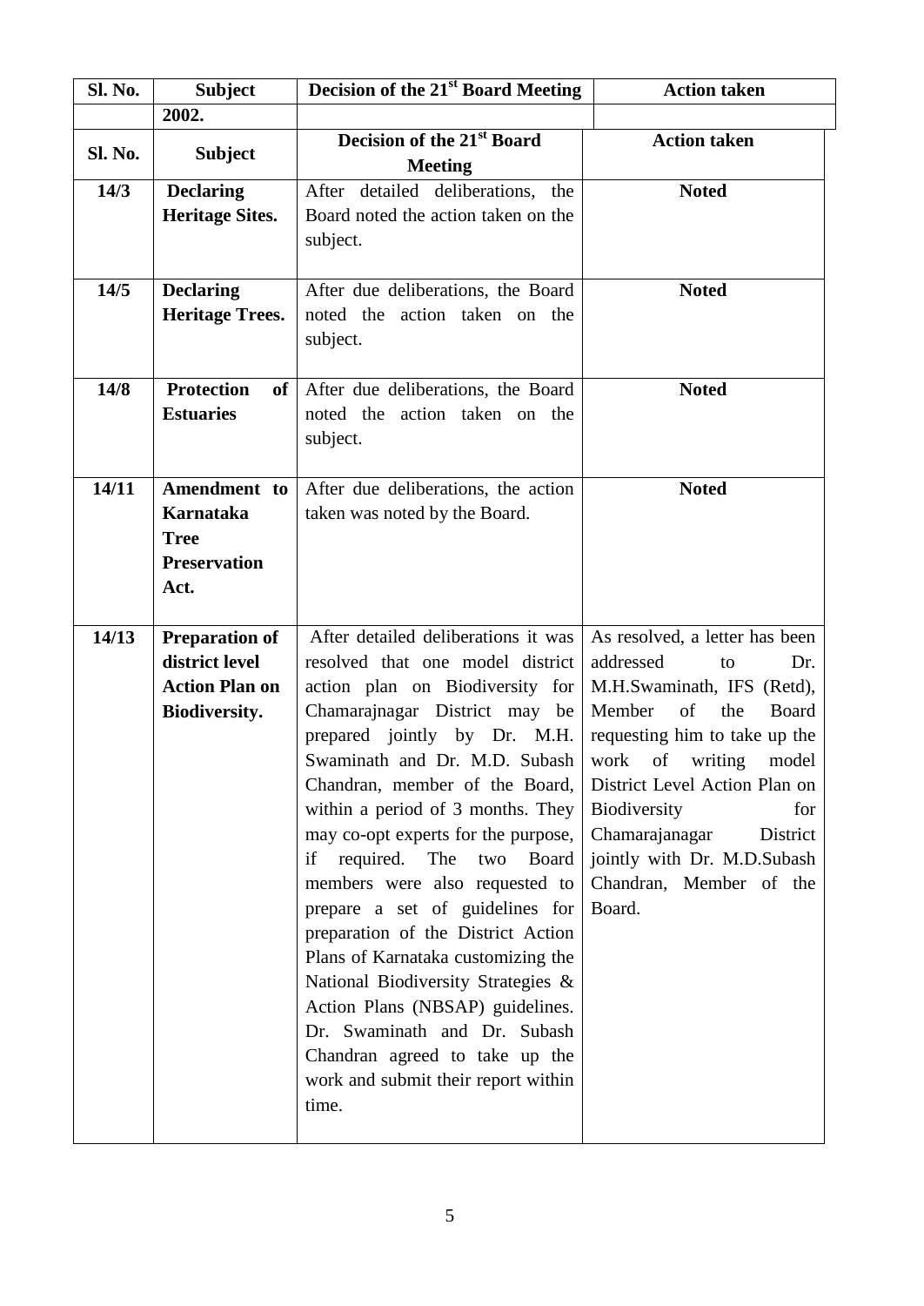| Sl. No. | Subject | Decision of the 21st Board Meeting | Action taken |
|---|---|---|---|
| | **2002.** | | |
| **Sl. No.** | **Subject** | **Decision of the 21st Board Meeting** | **Action taken** |
| **14/3** | **Declaring Heritage Sites.** | After detailed deliberations, the Board noted the action taken on the subject. | **Noted** |
| **14/5** | **Declaring Heritage Trees.** | After due deliberations, the Board noted the action taken on the subject. | **Noted** |
| **14/8** | **Protection of Estuaries** | After due deliberations, the Board noted the action taken on the subject. | **Noted** |
| **14/11** | **Amendment to Karnataka Tree Preservation Act.** | After due deliberations, the action taken was noted by the Board. | **Noted** |
| **14/13** | **Preparation of district level Action Plan on Biodiversity.** | After detailed deliberations it was resolved that one model district action plan on Biodiversity for Chamarajnagar District may be prepared jointly by Dr. M.H. Swaminath and Dr. M.D. Subash Chandran, member of the Board, within a period of 3 months. They may co-opt experts for the purpose, if required. The two Board members were also requested to prepare a set of guidelines for preparation of the District Action Plans of Karnataka customizing the National Biodiversity Strategies & Action Plans (NBSAP) guidelines. Dr. Swaminath and Dr. Subash Chandran agreed to take up the work and submit their report within time. | As resolved, a letter has been addressed to Dr. M.H.Swaminath, IFS (Retd), Member of the Board requesting him to take up the work of writing model District Level Action Plan on Biodiversity for Chamarajanagar District jointly with Dr. M.D.Subash Chandran, Member of the Board. |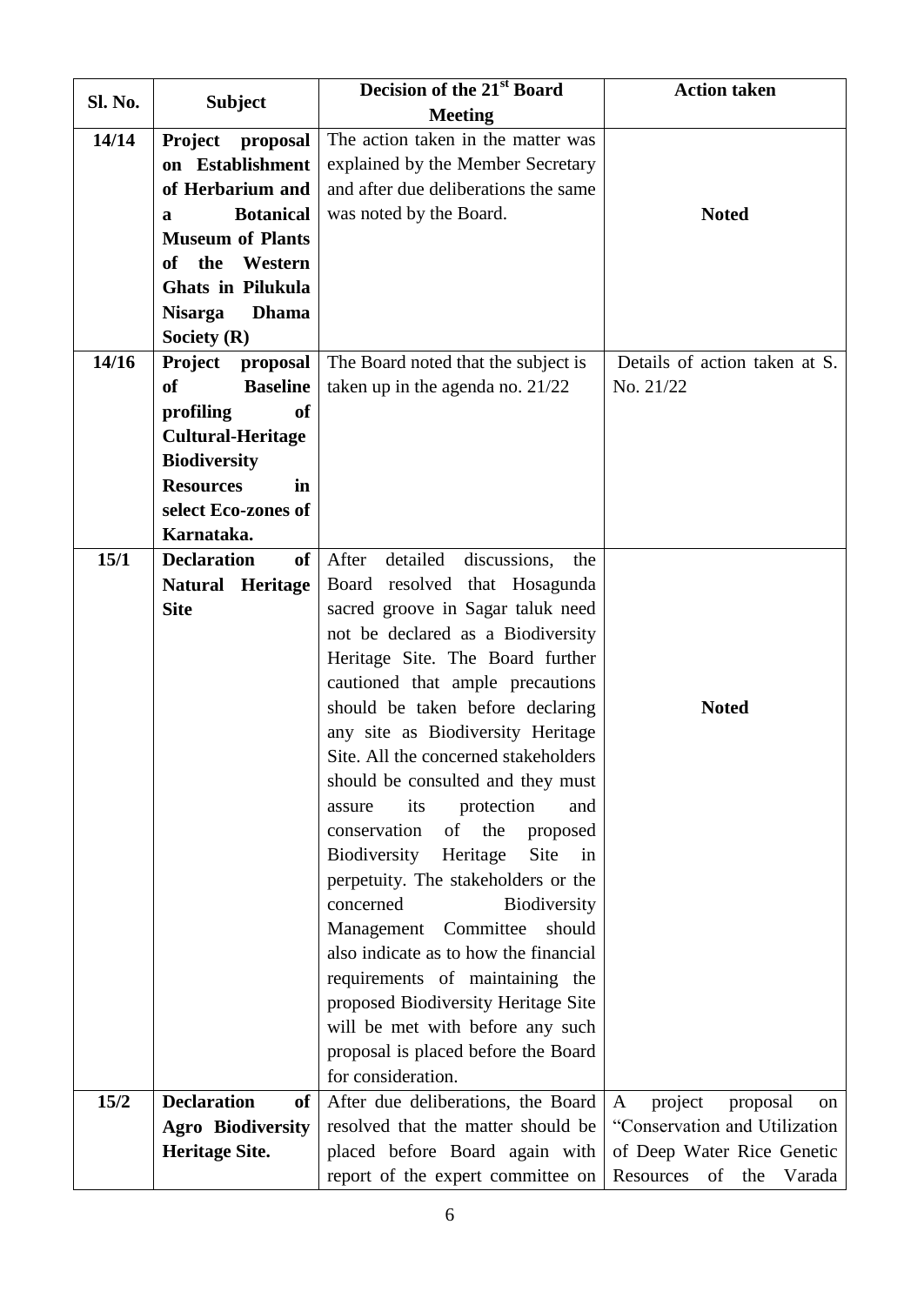| Sl. No. | Subject | Decision of the 21st Board Meeting | Action taken |
|---|---|---|---|
| **14/14** | **Project proposal on Establishment of Herbarium and a Botanical Museum of Plants of the Western Ghats in Pilukula Nisarga Dhama Society (R)** | The action taken in the matter was explained by the Member Secretary and after due deliberations the same was noted by the Board. | **Noted** |
| **14/16** | **Project proposal of Baseline profiling of Cultural-Heritage Biodiversity Resources in select Eco-zones of Karnataka.** | The Board noted that the subject is taken up in the agenda no. 21/22 | Details of action taken at S. No. 21/22 |
| **15/1** | **Declaration of Natural Heritage Site** | After detailed discussions, the Board resolved that Hosagunda sacred groove in Sagar taluk need not be declared as a Biodiversity Heritage Site. The Board further cautioned that ample precautions should be taken before declaring any site as Biodiversity Heritage Site. All the concerned stakeholders should be consulted and they must assure its protection and conservation of the proposed Biodiversity Heritage Site in perpetuity. The stakeholders or the concerned Biodiversity Management Committee should also indicate as to how the financial requirements of maintaining the proposed Biodiversity Heritage Site will be met with before any such proposal is placed before the Board for consideration. | **Noted** |
| **15/2** | **Declaration of Agro Biodiversity Heritage Site.** | After due deliberations, the Board resolved that the matter should be placed before Board again with report of the expert committee on | A project proposal on "Conservation and Utilization of Deep Water Rice Genetic Resources of the Varada |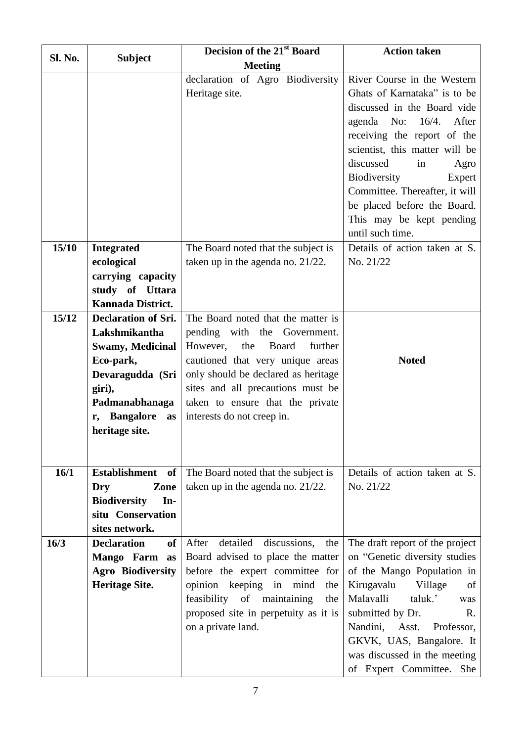| Sl. No. | Subject | Decision of the 21st Board Meeting | Action taken |
|---|---|---|---|
| | | declaration of Agro Biodiversity Heritage site. | River Course in the Western Ghats of Karnataka" is to be discussed in the Board vide agenda No: 16/4. After receiving the report of the scientist, this matter will be discussed in Agro Biodiversity Expert Committee. Thereafter, it will be placed before the Board. This may be kept pending until such time. |
| **15/10** | **Integrated ecological carrying capacity study of Uttara Kannada District.** | The Board noted that the subject is taken up in the agenda no. 21/22. | Details of action taken at S. No. 21/22 |
| **15/12** | **Declaration of Sri. Lakshmikantha Swamy, Medicinal Eco-park, Devaragudda (Sri giri), Padmanabhanagar, Bangalore as heritage site.** | The Board noted that the matter is pending with the Government. However, the Board further cautioned that very unique areas only should be declared as heritage sites and all precautions must be taken to ensure that the private interests do not creep in. | **Noted** |
| **16/1** | **Establishment of Dry Zone Biodiversity In-situ Conservation sites network.** | The Board noted that the subject is taken up in the agenda no. 21/22. | Details of action taken at S. No. 21/22 |
| **16/3** | **Declaration of Mango Farm as Agro Biodiversity Heritage Site.** | After detailed discussions, the Board advised to place the matter before the expert committee for opinion keeping in mind the feasibility of maintaining the proposed site in perpetuity as it is on a private land. | The draft report of the project on "Genetic diversity studies of the Mango Population in Kirugavalu Village of Malavalli taluk.' was submitted by Dr. R. Nandini, Asst. Professor, GKVK, UAS, Bangalore. It was discussed in the meeting of Expert Committee. She |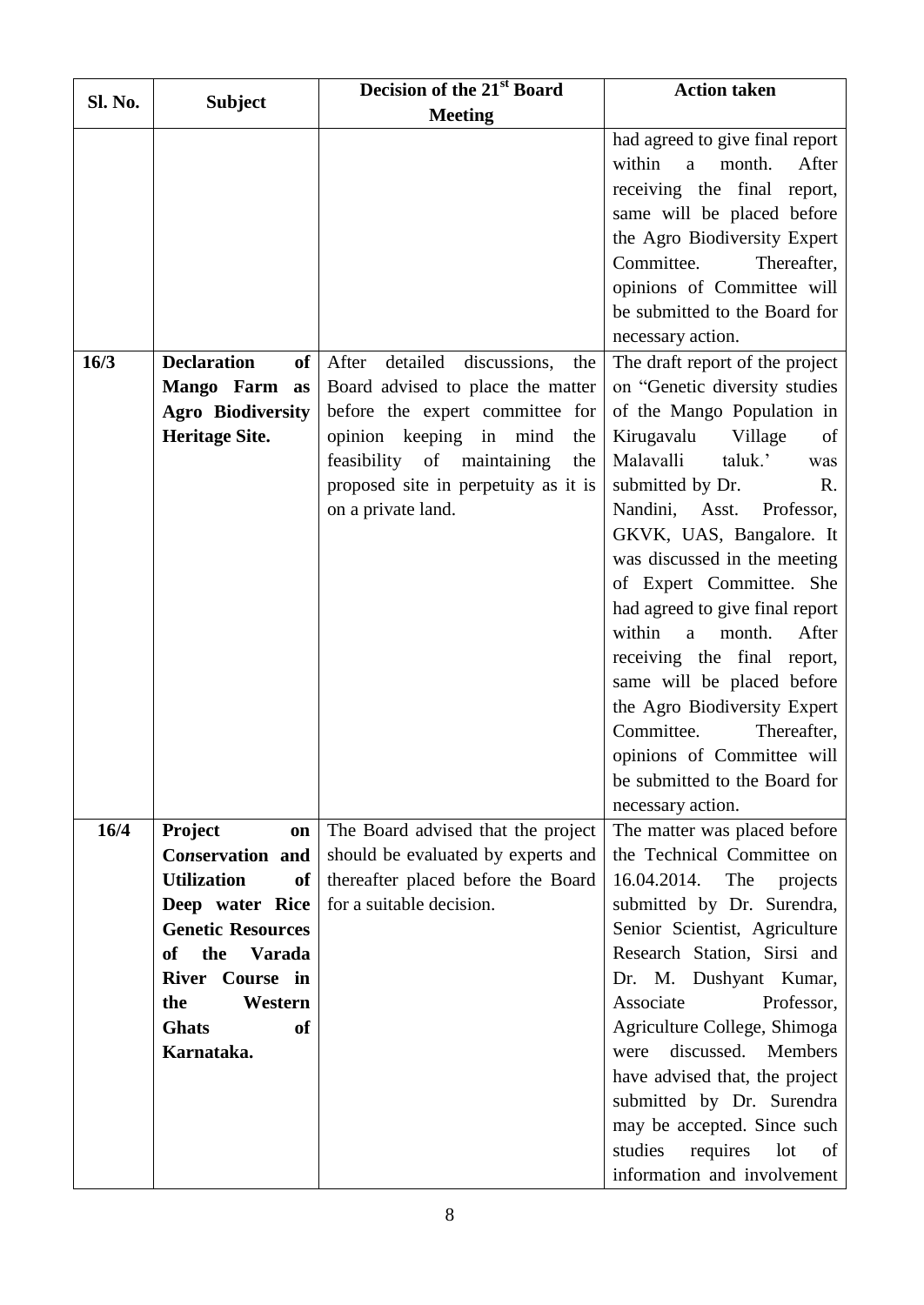| Sl. No. | Subject | Decision of the 21st Board Meeting | Action taken |
|---|---|---|---|
| | | | had agreed to give final report within a month. After receiving the final report, same will be placed before the Agro Biodiversity Expert Committee. Thereafter, opinions of Committee will be submitted to the Board for necessary action. |
| 16/3 | **Declaration of Mango Farm as Agro Biodiversity Heritage Site.** | After detailed discussions, the Board advised to place the matter before the expert committee for opinion keeping in mind the feasibility of maintaining the proposed site in perpetuity as it is on a private land. | The draft report of the project on "Genetic diversity studies of the Mango Population in Kirugavalu Village of Malavalli taluk.' was submitted by Dr. R. Nandini, Asst. Professor, GKVK, UAS, Bangalore. It was discussed in the meeting of Expert Committee. She had agreed to give final report within a month. After receiving the final report, same will be placed before the Agro Biodiversity Expert Committee. Thereafter, opinions of Committee will be submitted to the Board for necessary action. |
| 16/4 | **Project on Co*n*servation and Utilization of Deep water Rice Genetic Resources of the Varada River Course in the Western Ghats of Karnataka.** | The Board advised that the project should be evaluated by experts and thereafter placed before the Board for a suitable decision. | The matter was placed before the Technical Committee on 16.04.2014. The projects submitted by Dr. Surendra, Senior Scientist, Agriculture Research Station, Sirsi and Dr. M. Dushyant Kumar, Associate Professor, Agriculture College, Shimoga were discussed. Members have advised that, the project submitted by Dr. Surendra may be accepted. Since such studies requires lot of information and involvement |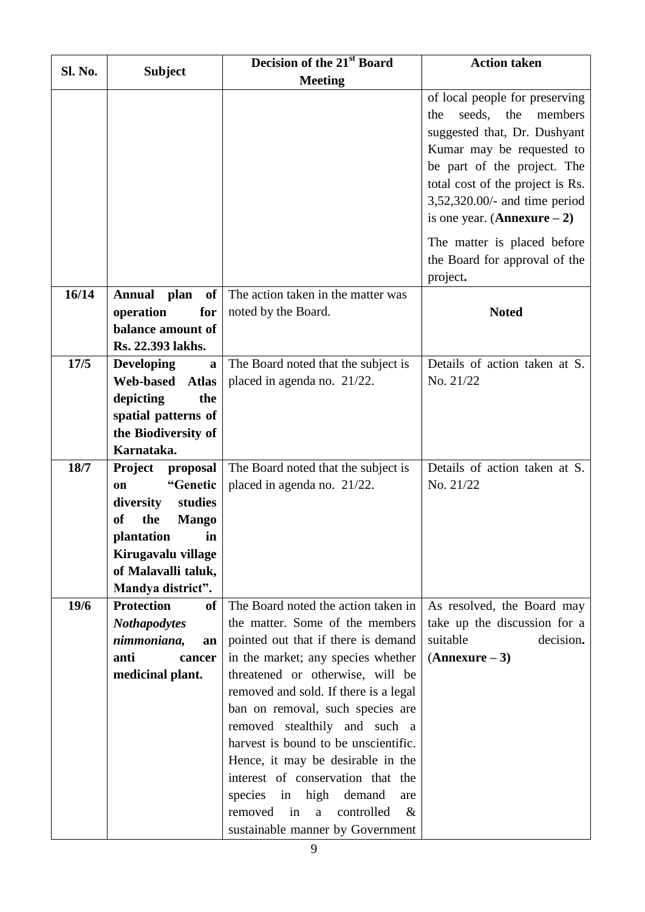| Sl. No. | Subject | Decision of the 21st Board Meeting | Action taken |
|---|---|---|---|
| | | | of local people for preserving the seeds, the members suggested that, Dr. Dushyant Kumar may be requested to be part of the project. The total cost of the project is Rs. 3,52,320.00/- and time period is one year. (**Annexure – 2**)<br><br>The matter is placed before the Board for approval of the project**.** |
| **16/14** | **Annual plan of operation for balance amount of Rs. 22.393 lakhs.** | The action taken in the matter was noted by the Board. | **Noted** |
| **17/5** | **Developing a Web-based Atlas depicting the spatial patterns of the Biodiversity of Karnataka.** | The Board noted that the subject is placed in agenda no. 21/22. | Details of action taken at S. No. 21/22 |
| **18/7** | **Project proposal on "Genetic diversity studies of the Mango plantation in Kirugavalu village of Malavalli taluk, Mandya district".** | The Board noted that the subject is placed in agenda no. 21/22. | Details of action taken at S. No. 21/22 |
| **19/6** | **Protection of *Nothapodytes nimmoniana,* an anti cancer medicinal plant.** | The Board noted the action taken in the matter. Some of the members pointed out that if there is demand in the market; any species whether threatened or otherwise, will be removed and sold. If there is a legal ban on removal, such species are removed stealthily and such a harvest is bound to be unscientific. Hence, it may be desirable in the interest of conservation that the species in high demand are removed in a controlled & sustainable manner by Government | As resolved, the Board may take up the discussion for a suitable decision**.** (**Annexure – 3)** |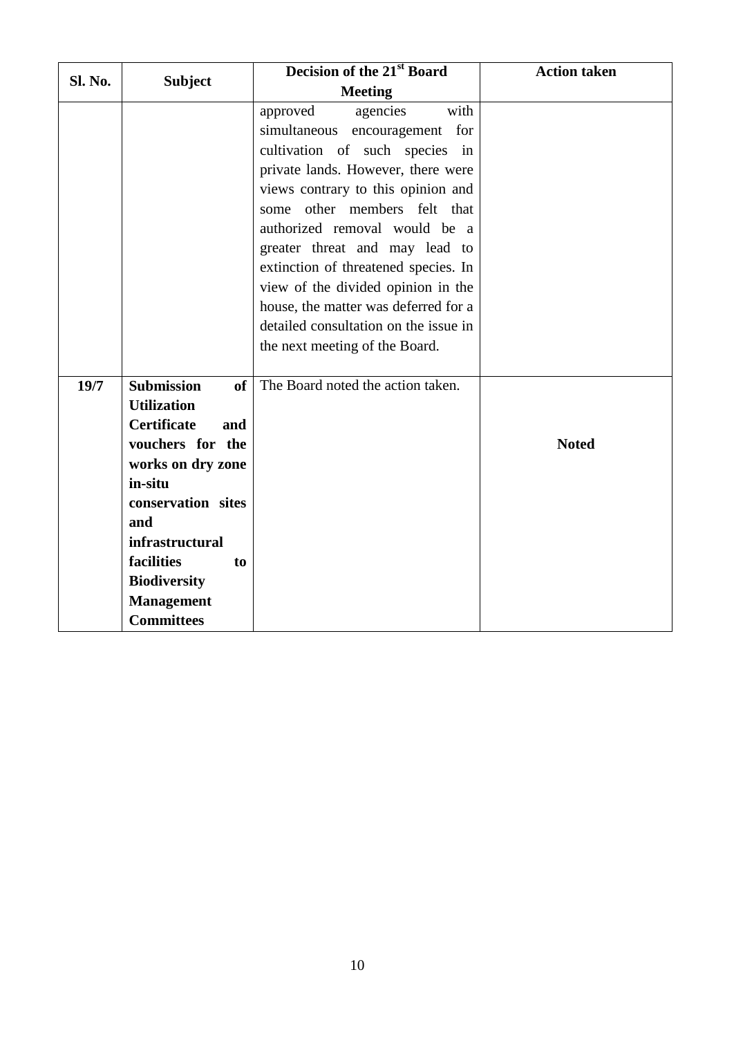| Sl. No. | Subject | Decision of the 21st Board Meeting | Action taken |
|---|---|---|---|
| | | approved agencies with simultaneous encouragement for cultivation of such species in private lands. However, there were views contrary to this opinion and some other members felt that authorized removal would be a greater threat and may lead to extinction of threatened species. In view of the divided opinion in the house, the matter was deferred for a detailed consultation on the issue in the next meeting of the Board. | |
| **19/7** | **Submission of Utilization Certificate and vouchers for the works on dry zone in-situ conservation sites and infrastructural facilities to Biodiversity Management Committees** | The Board noted the action taken. | **Noted** |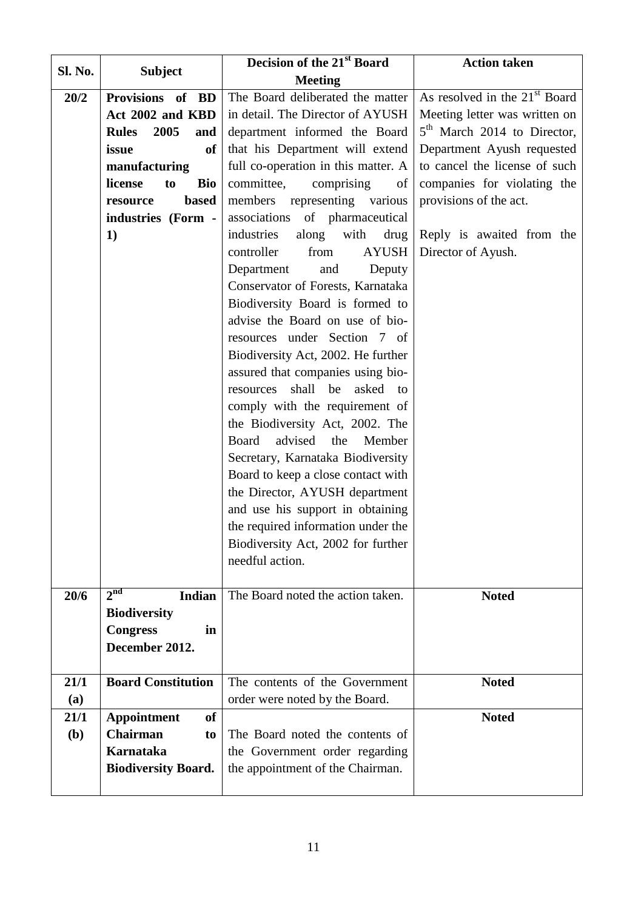| Sl. No. | Subject | Decision of the 21st Board Meeting | Action taken |
|---|---|---|---|
| 20/2 | **Provisions of BD Act 2002 and KBD Rules 2005 and issue of manufacturing license to Bio resource based industries (Form - 1)** | The Board deliberated the matter in detail. The Director of AYUSH department informed the Board that his Department will extend full co-operation in this matter. A committee, comprising of members representing various associations of pharmaceutical industries along with drug controller from AYUSH Department and Deputy Conservator of Forests, Karnataka Biodiversity Board is formed to advise the Board on use of bio-resources under Section 7 of Biodiversity Act, 2002. He further assured that companies using bio-resources shall be asked to comply with the requirement of the Biodiversity Act, 2002. The Board advised the Member Secretary, Karnataka Biodiversity Board to keep a close contact with the Director, AYUSH department and use his support in obtaining the required information under the Biodiversity Act, 2002 for further needful action. | As resolved in the 21st Board Meeting letter was written on 5th March 2014 to Director, Department Ayush requested to cancel the license of such companies for violating the provisions of the act.<br><br>Reply is awaited from the Director of Ayush. |
| 20/6 | **2nd Indian Biodiversity Congress in December 2012.** | The Board noted the action taken. | **Noted** |
| 21/1 (a) | **Board Constitution** | The contents of the Government order were noted by the Board. | **Noted** |
| 21/1 (b) | **Appointment of Chairman to Karnataka Biodiversity Board.** | The Board noted the contents of the Government order regarding the appointment of the Chairman. | **Noted** |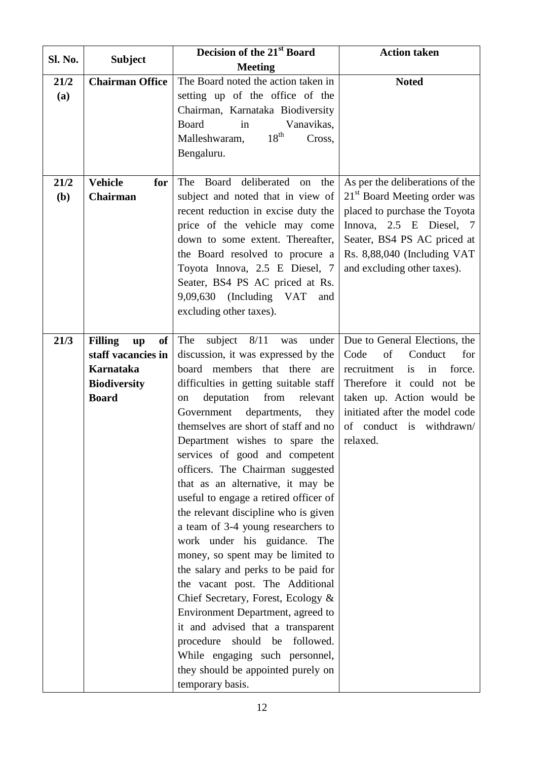| Sl. No. | Subject | Decision of the 21st Board Meeting | Action taken |
|---|---|---|---|
| **21/2 (a)** | **Chairman Office** | The Board noted the action taken in setting up of the office of the Chairman, Karnataka Biodiversity Board in Vanavikas, Malleshwaram, 18th Cross, Bengaluru. | **Noted** |
| **21/2 (b)** | **Vehicle for Chairman** | The Board deliberated on the subject and noted that in view of recent reduction in excise duty the price of the vehicle may come down to some extent. Thereafter, the Board resolved to procure a Toyota Innova, 2.5 E Diesel, 7 Seater, BS4 PS AC priced at Rs. 9,09,630 (Including VAT and excluding other taxes). | As per the deliberations of the 21st Board Meeting order was placed to purchase the Toyota Innova, 2.5 E Diesel, 7 Seater, BS4 PS AC priced at Rs. 8,88,040 (Including VAT and excluding other taxes). |
| **21/3** | **Filling up of staff vacancies in Karnataka Biodiversity Board** | The subject 8/11 was under discussion, it was expressed by the board members that there are difficulties in getting suitable staff on deputation from relevant Government departments, they themselves are short of staff and no Department wishes to spare the services of good and competent officers. The Chairman suggested that as an alternative, it may be useful to engage a retired officer of the relevant discipline who is given a team of 3-4 young researchers to work under his guidance. The money, so spent may be limited to the salary and perks to be paid for the vacant post. The Additional Chief Secretary, Forest, Ecology & Environment Department, agreed to it and advised that a transparent procedure should be followed. While engaging such personnel, they should be appointed purely on temporary basis. | Due to General Elections, the Code of Conduct for recruitment is in force. Therefore it could not be taken up. Action would be initiated after the model code of conduct is withdrawn/ relaxed. |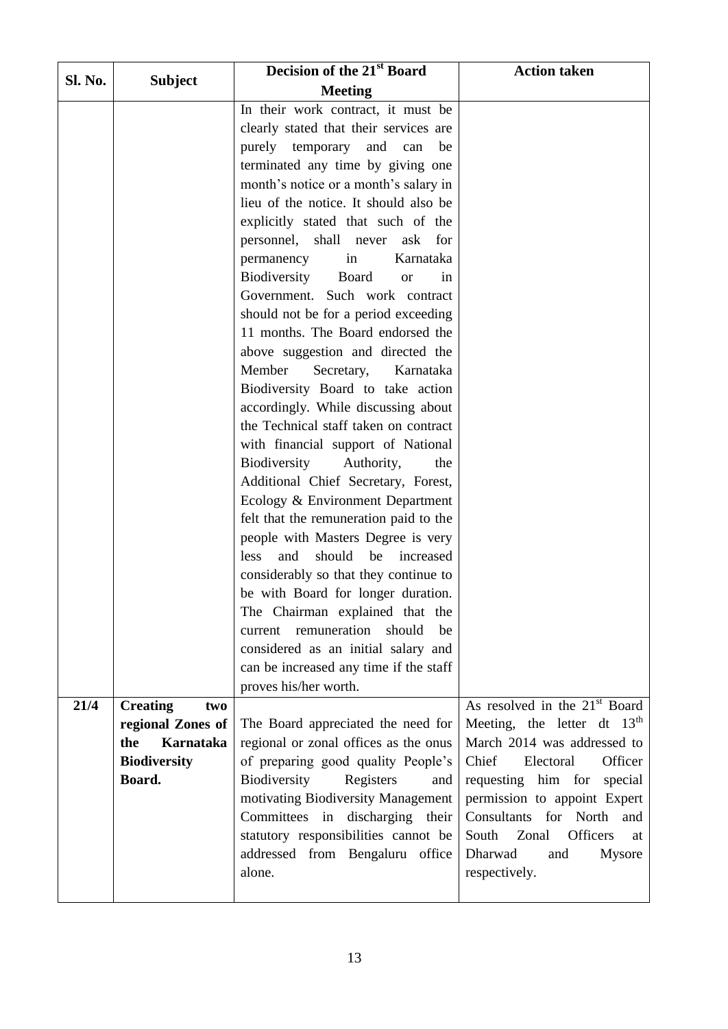| Sl. No. | Subject | Decision of the 21st Board Meeting | Action taken |
|---|---|---|---|
| | | In their work contract, it must be clearly stated that their services are purely temporary and can be terminated any time by giving one month's notice or a month's salary in lieu of the notice. It should also be explicitly stated that such of the personnel, shall never ask for permanency in Karnataka Biodiversity Board or in Government. Such work contract should not be for a period exceeding 11 months. The Board endorsed the above suggestion and directed the Member Secretary, Karnataka Biodiversity Board to take action accordingly. While discussing about the Technical staff taken on contract with financial support of National Biodiversity Authority, the Additional Chief Secretary, Forest, Ecology & Environment Department felt that the remuneration paid to the people with Masters Degree is very less and should be increased considerably so that they continue to be with Board for longer duration. The Chairman explained that the current remuneration should be considered as an initial salary and can be increased any time if the staff proves his/her worth. | |
| **21/4** | **Creating two regional Zones of the Karnataka Biodiversity Board.** | The Board appreciated the need for regional or zonal offices as the onus of preparing good quality People's Biodiversity Registers and motivating Biodiversity Management Committees in discharging their statutory responsibilities cannot be addressed from Bengaluru office alone. | As resolved in the 21st Board Meeting, the letter dt 13th March 2014 was addressed to Chief Electoral Officer requesting him for special permission to appoint Expert Consultants for North and South Zonal Officers at Dharwad and Mysore respectively. |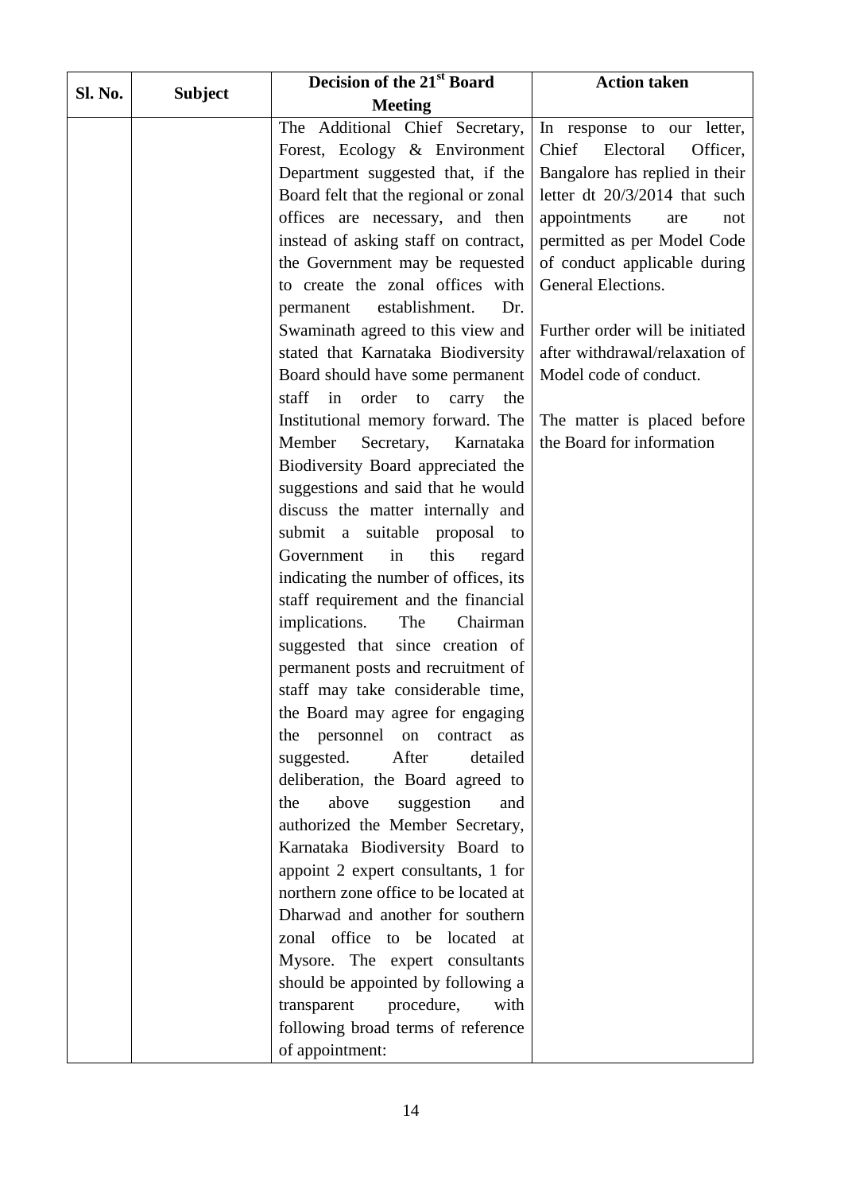| Sl. No. | Subject | Decision of the 21st Board Meeting | Action taken |
|---|---|---|---|
| | | The Additional Chief Secretary, Forest, Ecology & Environment Department suggested that, if the Board felt that the regional or zonal offices are necessary, and then instead of asking staff on contract, the Government may be requested to create the zonal offices with permanent establishment. Dr. Swaminath agreed to this view and stated that Karnataka Biodiversity Board should have some permanent staff in order to carry the Institutional memory forward. The Member Secretary, Karnataka Biodiversity Board appreciated the suggestions and said that he would discuss the matter internally and submit a suitable proposal to Government in this regard indicating the number of offices, its staff requirement and the financial implications. The Chairman suggested that since creation of permanent posts and recruitment of staff may take considerable time, the Board may agree for engaging the personnel on contract as suggested. After detailed deliberation, the Board agreed to the above suggestion and authorized the Member Secretary, Karnataka Biodiversity Board to appoint 2 expert consultants, 1 for northern zone office to be located at Dharwad and another for southern zonal office to be located at Mysore. The expert consultants should be appointed by following a transparent procedure, with following broad terms of reference of appointment: | In response to our letter, Chief Electoral Officer, Bangalore has replied in their letter dt 20/3/2014 that such appointments are not permitted as per Model Code of conduct applicable during General Elections.<br><br>Further order will be initiated after withdrawal/relaxation of Model code of conduct.<br><br>The matter is placed before the Board for information |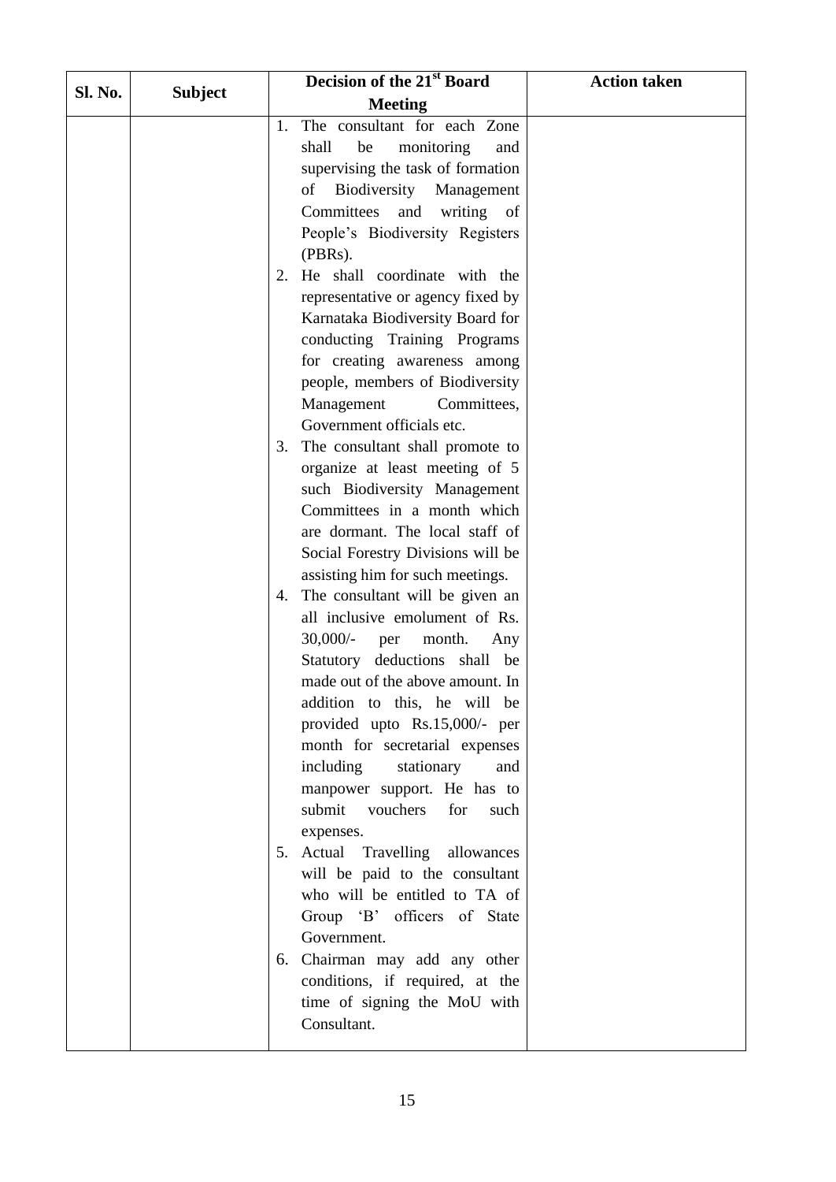| Sl. No. | Subject | Decision of the 21st Board Meeting | Action taken |
|---|---|---|---|
| | | 1. The consultant for each Zone shall be monitoring and supervising the task of formation of Biodiversity Management Committees and writing of People's Biodiversity Registers (PBRs).<br>2. He shall coordinate with the representative or agency fixed by Karnataka Biodiversity Board for conducting Training Programs for creating awareness among people, members of Biodiversity Management Committees, Government officials etc.<br>3. The consultant shall promote to organize at least meeting of 5 such Biodiversity Management Committees in a month which are dormant. The local staff of Social Forestry Divisions will be assisting him for such meetings.<br>4. The consultant will be given an all inclusive emolument of Rs. 30,000/- per month. Any Statutory deductions shall be made out of the above amount. In addition to this, he will be provided upto Rs.15,000/- per month for secretarial expenses including stationary and manpower support. He has to submit vouchers for such expenses.<br>5. Actual Travelling allowances will be paid to the consultant who will be entitled to TA of Group 'B' officers of State Government.<br>6. Chairman may add any other conditions, if required, at the time of signing the MoU with Consultant. | |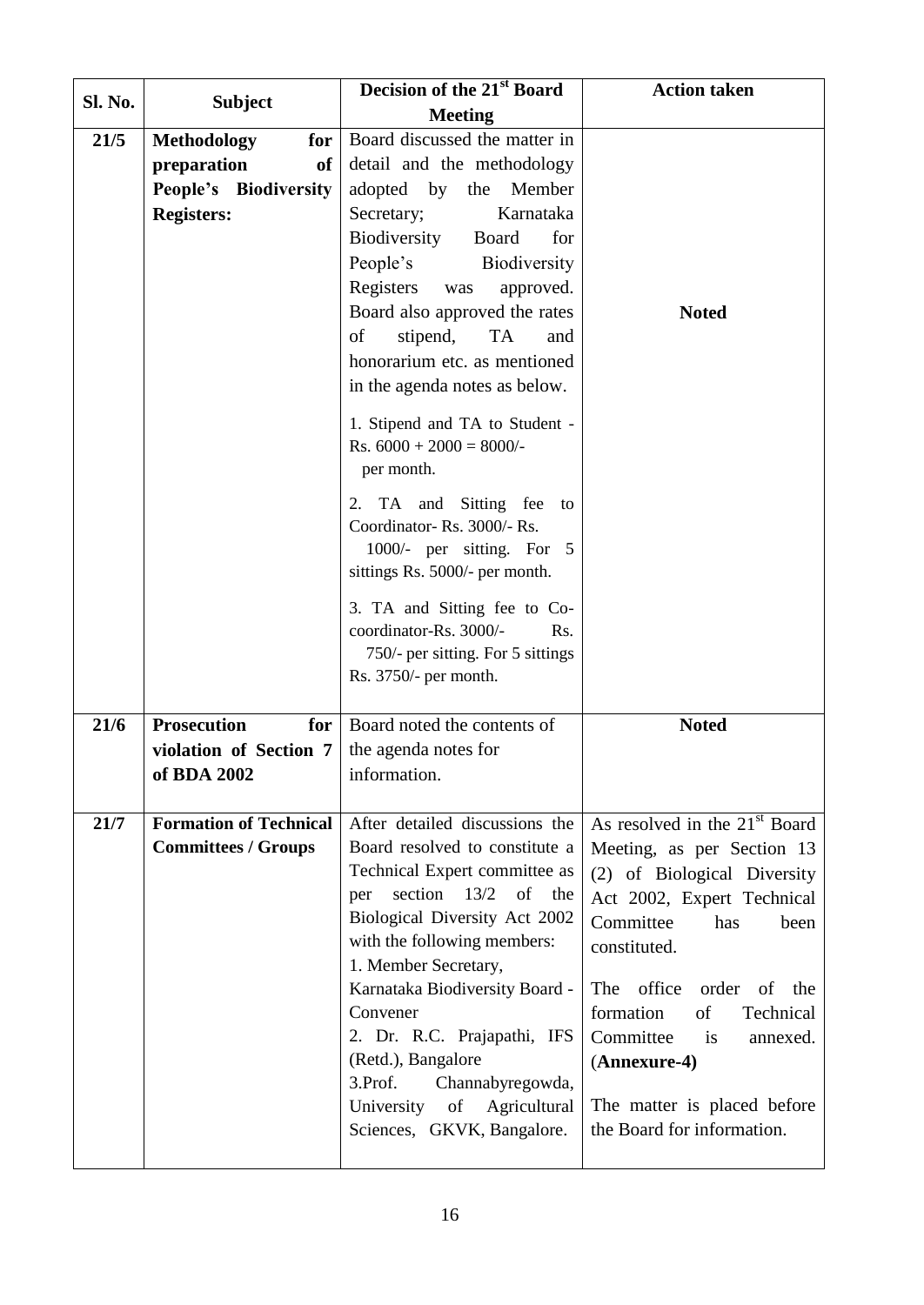| Sl. No. | Subject | Decision of the 21st Board Meeting | Action taken |
|---|---|---|---|
| **21/5** | **Methodology for preparation of People's Biodiversity Registers:** | Board discussed the matter in detail and the methodology adopted by the Member Secretary; Karnataka Biodiversity Board for People's Biodiversity Registers was approved. Board also approved the rates of stipend, TA and honorarium etc. as mentioned in the agenda notes as below.<br><br>1. Stipend and TA to Student - Rs. 6000 + 2000 = 8000/- per month.<br><br>2. TA and Sitting fee to Coordinator- Rs. 3000/- Rs. 1000/- per sitting. For 5 sittings Rs. 5000/- per month.<br><br>3. TA and Sitting fee to Co-coordinator-Rs. 3000/- Rs. 750/- per sitting. For 5 sittings Rs. 3750/- per month. | **Noted** |
| **21/6** | **Prosecution for violation of Section 7 of BDA 2002** | Board noted the contents of the agenda notes for information. | **Noted** |
| **21/7** | **Formation of Technical Committees / Groups** | After detailed discussions the Board resolved to constitute a Technical Expert committee as per section 13/2 of the Biological Diversity Act 2002 with the following members:<br>1. Member Secretary, Karnataka Biodiversity Board - Convener<br>2. Dr. R.C. Prajapathi, IFS (Retd.), Bangalore<br>3.Prof. Channabyregowda, University of Agricultural Sciences, GKVK, Bangalore. | As resolved in the 21st Board Meeting, as per Section 13 (2) of Biological Diversity Act 2002, Expert Technical Committee has been constituted.<br><br>The office order of the formation of Technical Committee is annexed. (**Annexure-4**)<br><br>The matter is placed before the Board for information. |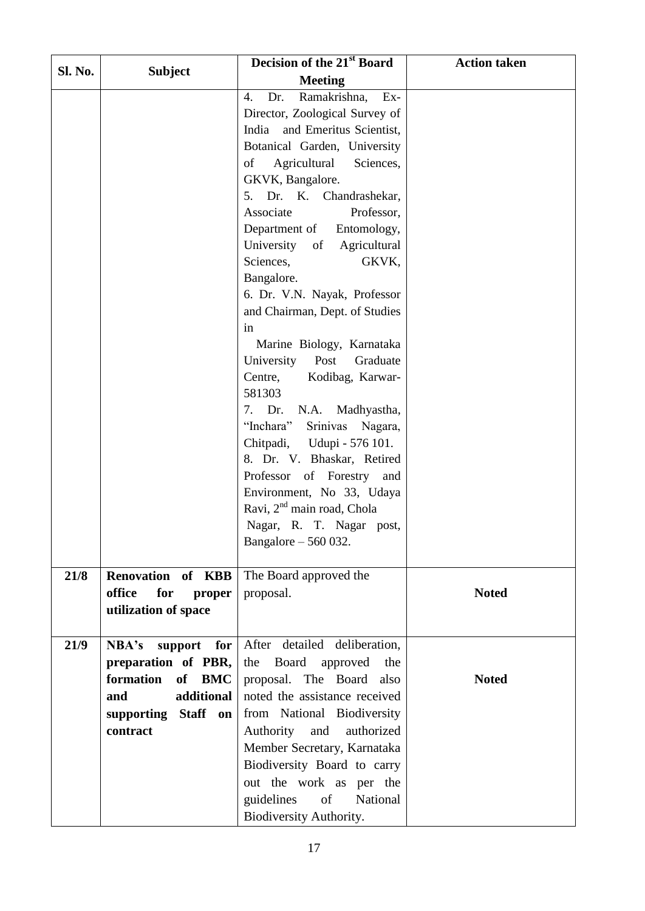| Sl. No. | Subject | Decision of the 21st Board Meeting | Action taken |
|---|---|---|---|
| | | 4. Dr. Ramakrishna, Ex-Director, Zoological Survey of India and Emeritus Scientist, Botanical Garden, University of Agricultural Sciences, GKVK, Bangalore.<br>5. Dr. K. Chandrashekar, Associate Professor, Department of Entomology, University of Agricultural Sciences, GKVK, Bangalore.<br>6. Dr. V.N. Nayak, Professor and Chairman, Dept. of Studies in Marine Biology, Karnataka University Post Graduate Centre, Kodibag, Karwar-581303<br>7. Dr. N.A. Madhyastha, "Inchara" Srinivas Nagara, Chitpadi, Udupi - 576 101.<br>8. Dr. V. Bhaskar, Retired Professor of Forestry and Environment, No 33, Udaya Ravi, 2nd main road, Chola Nagar, R. T. Nagar post, Bangalore – 560 032. | |
| **21/8** | **Renovation of KBB office for proper utilization of space** | The Board approved the proposal. | **Noted** |
| **21/9** | **NBA's support for preparation of PBR, formation of BMC and additional supporting Staff on contract** | After detailed deliberation, the Board approved the proposal. The Board also noted the assistance received from National Biodiversity Authority and authorized Member Secretary, Karnataka Biodiversity Board to carry out the work as per the guidelines of National Biodiversity Authority. | **Noted** |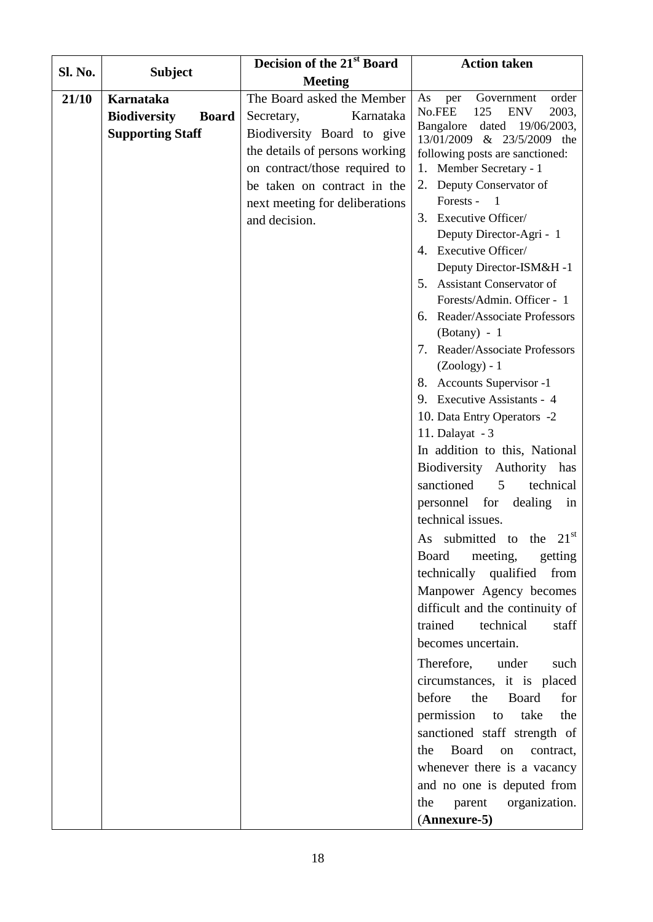| Sl. No. | Subject | Decision of the 21st Board Meeting | Action taken |
|---|---|---|---|
| **21/10** | **Karnataka Biodiversity Board Supporting Staff** | The Board asked the Member Secretary, Karnataka Biodiversity Board to give the details of persons working on contract/those required to be taken on contract in the next meeting for deliberations and decision. | As per Government order No.FEE 125 ENV 2003, Bangalore dated 19/06/2003, 13/01/2009 & 23/5/2009 the following posts are sanctioned:<br>1. Member Secretary - 1<br>2. Deputy Conservator of Forests - 1<br>3. Executive Officer/ Deputy Director-Agri - 1<br>4. Executive Officer/ Deputy Director-ISM&H -1<br>5. Assistant Conservator of Forests/Admin. Officer - 1<br>6. Reader/Associate Professors (Botany) - 1<br>7. Reader/Associate Professors (Zoology) - 1<br>8. Accounts Supervisor -1<br>9. Executive Assistants - 4<br>10. Data Entry Operators -2<br>11. Dalayat - 3<br>In addition to this, National Biodiversity Authority has sanctioned 5 technical personnel for dealing in technical issues.<br>As submitted to the 21st Board meeting, getting technically qualified from Manpower Agency becomes difficult and the continuity of trained technical staff becomes uncertain.<br>Therefore, under such circumstances, it is placed before the Board for permission to take the sanctioned staff strength of the Board on contract, whenever there is a vacancy and no one is deputed from the parent organization. (**Annexure-5)** |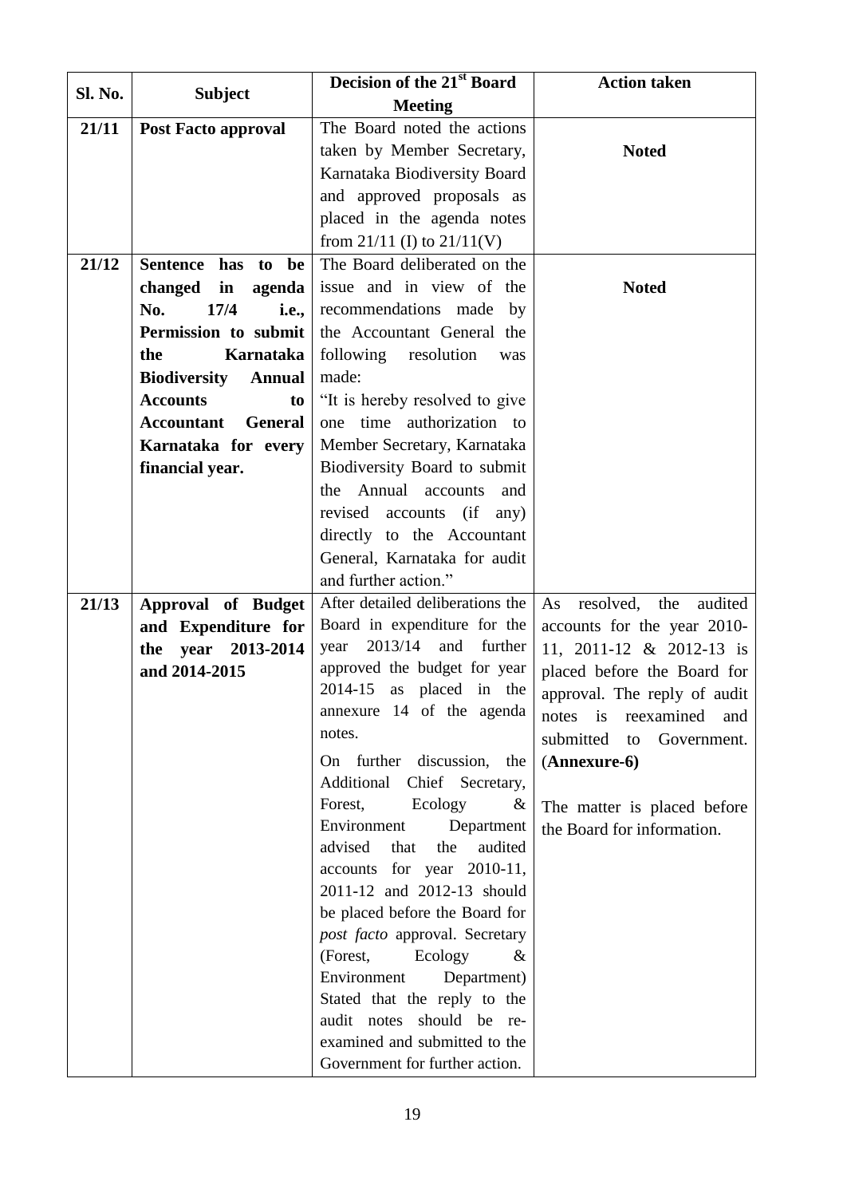| Sl. No. | Subject | Decision of the 21st Board Meeting | Action taken |
|---|---|---|---|
| **21/11** | **Post Facto approval** | The Board noted the actions taken by Member Secretary, Karnataka Biodiversity Board and approved proposals as placed in the agenda notes from 21/11 (I) to 21/11(V) | **Noted** |
| **21/12** | **Sentence has to be changed in agenda No. 17/4 i.e., Permission to submit the Karnataka Biodiversity Annual Accounts to Accountant General Karnataka for every financial year.** | The Board deliberated on the issue and in view of the recommendations made by the Accountant General the following resolution was made: "It is hereby resolved to give one time authorization to Member Secretary, Karnataka Biodiversity Board to submit the Annual accounts and revised accounts (if any) directly to the Accountant General, Karnataka for audit and further action." | **Noted** |
| **21/13** | **Approval of Budget and Expenditure for the year 2013-2014 and 2014-2015** | After detailed deliberations the Board in expenditure for the year 2013/14 and further approved the budget for year 2014-15 as placed in the annexure 14 of the agenda notes.<br><br>On further discussion, the Additional Chief Secretary, Forest, Ecology & Environment Department advised that the audited accounts for year 2010-11, 2011-12 and 2012-13 should be placed before the Board for *post facto* approval. Secretary (Forest, Ecology & Environment Department) Stated that the reply to the audit notes should be re-examined and submitted to the Government for further action. | As resolved, the audited accounts for the year 2010-11, 2011-12 & 2012-13 is placed before the Board for approval. The reply of audit notes is reexamined and submitted to Government. (**Annexure-6**)<br><br>The matter is placed before the Board for information. |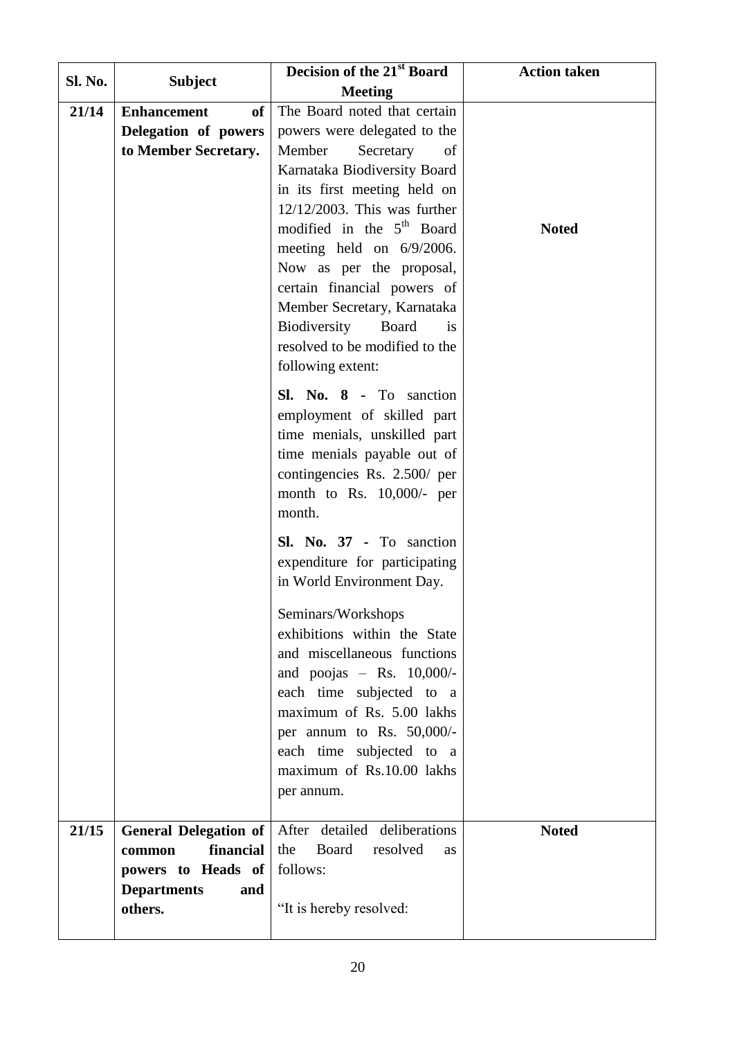| Sl. No. | Subject | Decision of the 21st Board Meeting | Action taken |
|---|---|---|---|
| **21/14** | **Enhancement of Delegation of powers to Member Secretary.** | The Board noted that certain powers were delegated to the Member Secretary of Karnataka Biodiversity Board in its first meeting held on 12/12/2003. This was further modified in the 5th Board meeting held on 6/9/2006. Now as per the proposal, certain financial powers of Member Secretary, Karnataka Biodiversity Board is resolved to be modified to the following extent:<br><br>**Sl. No. 8 -** To sanction employment of skilled part time menials, unskilled part time menials payable out of contingencies Rs. 2.500/ per month to Rs. 10,000/- per month.<br><br>**Sl. No. 37 -** To sanction expenditure for participating in World Environment Day.<br><br>Seminars/Workshops exhibitions within the State and miscellaneous functions and poojas – Rs. 10,000/- each time subjected to a maximum of Rs. 5.00 lakhs per annum to Rs. 50,000/- each time subjected to a maximum of Rs.10.00 lakhs per annum. | **Noted** |
| **21/15** | **General Delegation of common financial powers to Heads of Departments and others.** | After detailed deliberations the Board resolved as follows:<br><br>"It is hereby resolved: | **Noted** |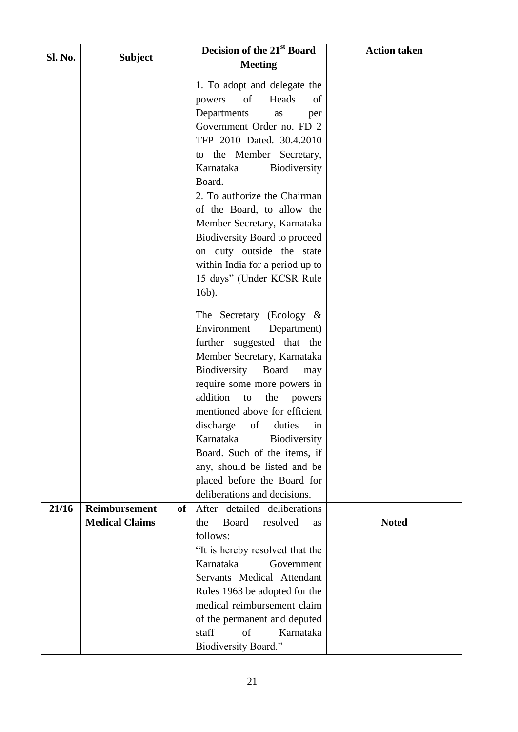| Sl. No. | Subject | Decision of the 21st Board Meeting | Action taken |
|---|---|---|---|
| | | 1. To adopt and delegate the powers of Heads of Departments as per Government Order no. FD 2 TFP 2010 Dated. 30.4.2010 to the Member Secretary, Karnataka Biodiversity Board.<br>2. To authorize the Chairman of the Board, to allow the Member Secretary, Karnataka Biodiversity Board to proceed on duty outside the state within India for a period up to 15 days" (Under KCSR Rule 16b).<br><br>The Secretary (Ecology & Environment Department) further suggested that the Member Secretary, Karnataka Biodiversity Board may require some more powers in addition to the powers mentioned above for efficient discharge of duties in Karnataka Biodiversity Board. Such of the items, if any, should be listed and be placed before the Board for deliberations and decisions. | |
| **21/16** | **Reimbursement of Medical Claims** | After detailed deliberations the Board resolved as follows:<br>"It is hereby resolved that the Karnataka Government Servants Medical Attendant Rules 1963 be adopted for the medical reimbursement claim of the permanent and deputed staff of Karnataka Biodiversity Board." | **Noted** |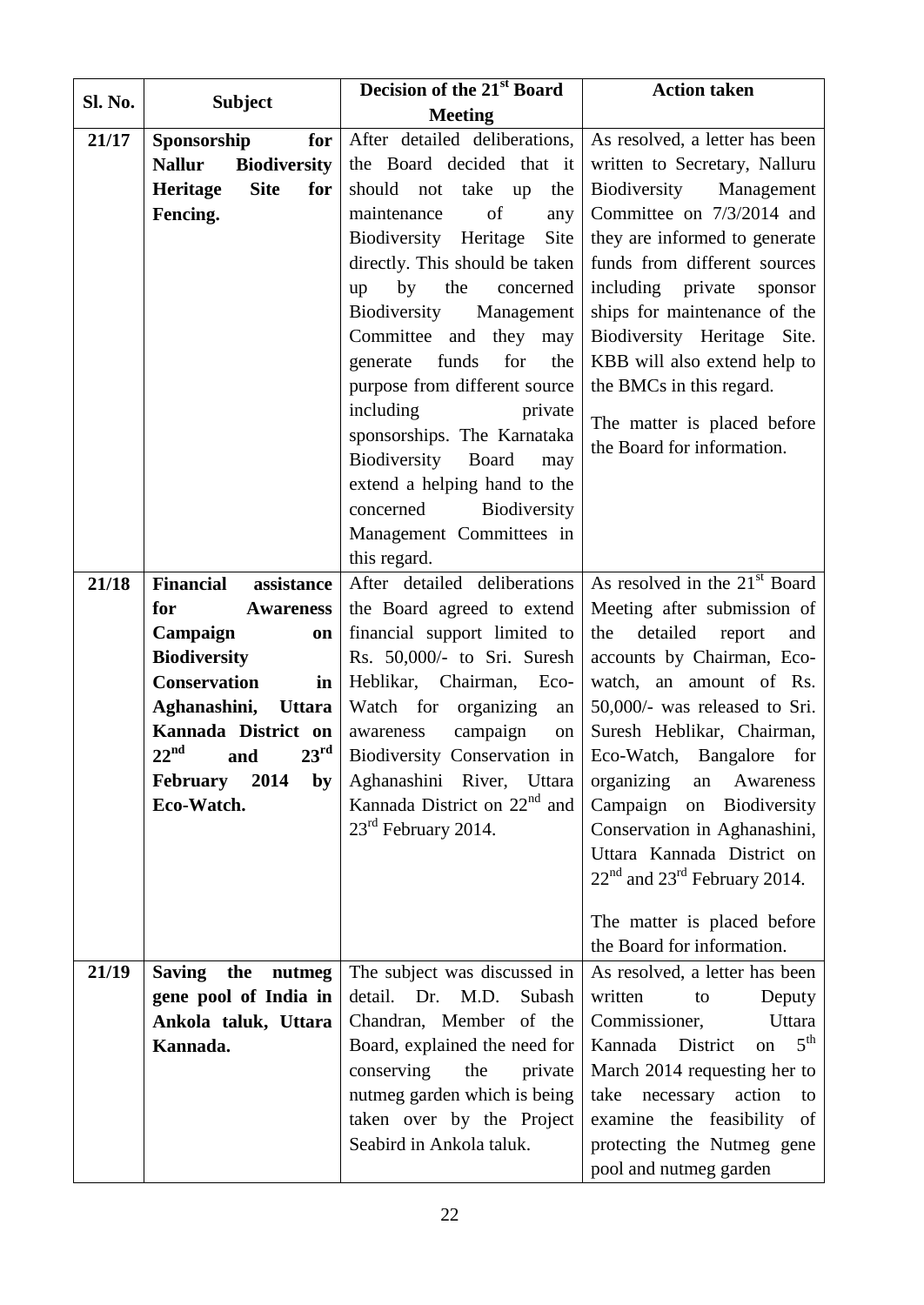| Sl. No. | Subject | Decision of the 21st Board Meeting | Action taken |
|---|---|---|---|
| **21/17** | **Sponsorship for Nallur Biodiversity Heritage Site for Fencing.** | After detailed deliberations, the Board decided that it should not take up the maintenance of any Biodiversity Heritage Site directly. This should be taken up by the concerned Biodiversity Management Committee and they may generate funds for the purpose from different source including private sponsorships. The Karnataka Biodiversity Board may extend a helping hand to the concerned Biodiversity Management Committees in this regard. | As resolved, a letter has been written to Secretary, Nalluru Biodiversity Management Committee on 7/3/2014 and they are informed to generate funds from different sources including private sponsor ships for maintenance of the Biodiversity Heritage Site. KBB will also extend help to the BMCs in this regard.<br><br>The matter is placed before the Board for information. |
| **21/18** | **Financial assistance for Awareness Campaign on Biodiversity Conservation in Aghanashini, Uttara Kannada District on 22nd and 23rd February 2014 by Eco-Watch.** | After detailed deliberations the Board agreed to extend financial support limited to Rs. 50,000/- to Sri. Suresh Heblikar, Chairman, Eco-Watch for organizing an awareness campaign on Biodiversity Conservation in Aghanashini River, Uttara Kannada District on 22nd and 23rd February 2014. | As resolved in the 21st Board Meeting after submission of the detailed report and accounts by Chairman, Eco-watch, an amount of Rs. 50,000/- was released to Sri. Suresh Heblikar, Chairman, Eco-Watch, Bangalore for organizing an Awareness Campaign on Biodiversity Conservation in Aghanashini, Uttara Kannada District on 22nd and 23rd February 2014.<br><br>The matter is placed before the Board for information. |
| **21/19** | **Saving the nutmeg gene pool of India in Ankola taluk, Uttara Kannada.** | The subject was discussed in detail. Dr. M.D. Subash Chandran, Member of the Board, explained the need for conserving the private nutmeg garden which is being taken over by the Project Seabird in Ankola taluk. | As resolved, a letter has been written to Deputy Commissioner, Uttara Kannada District on 5th March 2014 requesting her to take necessary action to examine the feasibility of protecting the Nutmeg gene pool and nutmeg garden |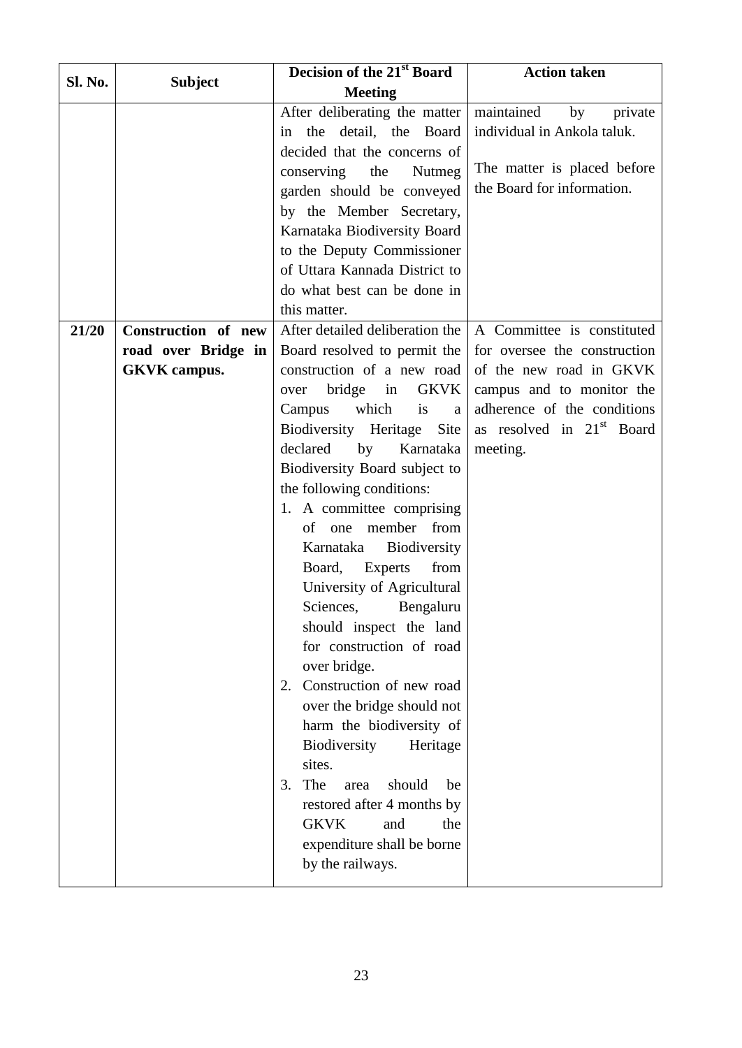| Sl. No. | Subject | Decision of the 21st Board Meeting | Action taken |
|---|---|---|---|
| | | After deliberating the matter in the detail, the Board decided that the concerns of conserving the Nutmeg garden should be conveyed by the Member Secretary, Karnataka Biodiversity Board to the Deputy Commissioner of Uttara Kannada District to do what best can be done in this matter. | maintained by private individual in Ankola taluk.<br><br>The matter is placed before the Board for information. |
| **21/20** | **Construction of new road over Bridge in GKVK campus.** | After detailed deliberation the Board resolved to permit the construction of a new road over bridge in GKVK Campus which is a Biodiversity Heritage Site declared by Karnataka Biodiversity Board subject to the following conditions:<br>1. A committee comprising of one member from Karnataka Biodiversity Board, Experts from University of Agricultural Sciences, Bengaluru should inspect the land for construction of road over bridge.<br>2. Construction of new road over the bridge should not harm the biodiversity of Biodiversity Heritage sites.<br>3. The area should be restored after 4 months by GKVK and the expenditure shall be borne by the railways. | A Committee is constituted for oversee the construction of the new road in GKVK campus and to monitor the adherence of the conditions as resolved in 21st Board meeting. |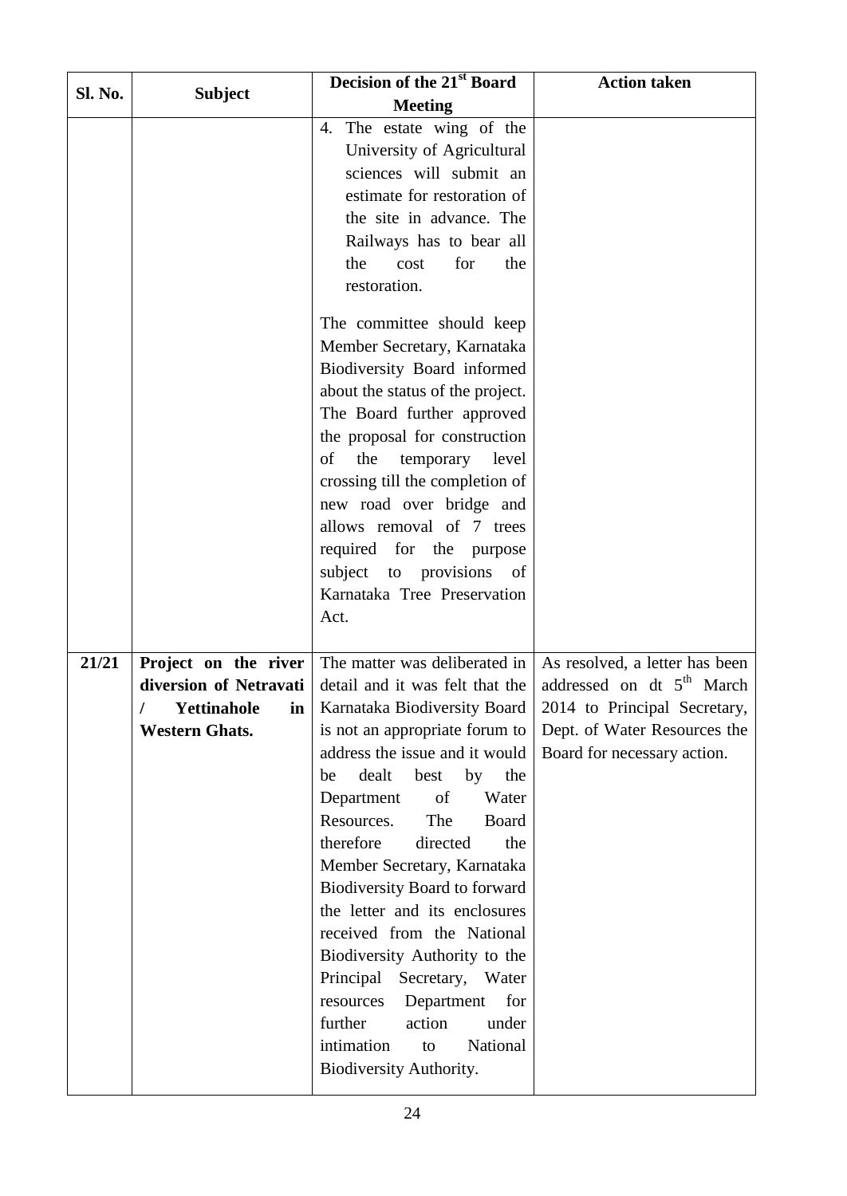| Sl. No. | Subject | Decision of the 21st Board Meeting | Action taken |
|---|---|---|---|
| | | 4. The estate wing of the University of Agricultural sciences will submit an estimate for restoration of the site in advance. The Railways has to bear all the cost for the restoration.<br><br>The committee should keep Member Secretary, Karnataka Biodiversity Board informed about the status of the project. The Board further approved the proposal for construction of the temporary level crossing till the completion of new road over bridge and allows removal of 7 trees required for the purpose subject to provisions of Karnataka Tree Preservation Act. | |
| **21/21** | **Project on the river diversion of Netravati / Yettinahole in Western Ghats.** | The matter was deliberated in detail and it was felt that the Karnataka Biodiversity Board is not an appropriate forum to address the issue and it would be dealt best by the Department of Water Resources. The Board therefore directed the Member Secretary, Karnataka Biodiversity Board to forward the letter and its enclosures received from the National Biodiversity Authority to the Principal Secretary, Water resources Department for further action under intimation to National Biodiversity Authority. | As resolved, a letter has been addressed on dt 5th March 2014 to Principal Secretary, Dept. of Water Resources the Board for necessary action. |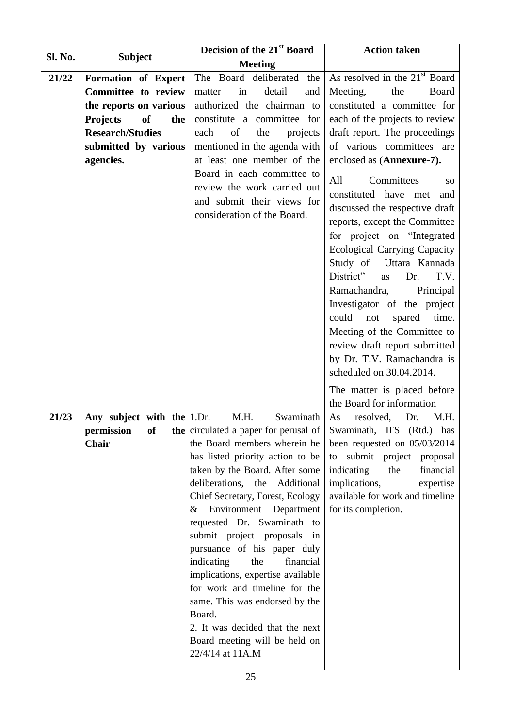| Sl. No. | Subject | Decision of the 21st Board Meeting | Action taken |
|---|---|---|---|
| **21/22** | **Formation of Expert Committee to review the reports on various Projects of the Research/Studies submitted by various agencies.** | The Board deliberated the matter in detail and authorized the chairman to constitute a committee for each of the projects mentioned in the agenda with at least one member of the Board in each committee to review the work carried out and submit their views for consideration of the Board. | As resolved in the 21st Board Meeting, the Board constituted a committee for each of the projects to review draft report. The proceedings of various committees are enclosed as (**Annexure-7).**<br><br>All Committees so constituted have met and discussed the respective draft reports, except the Committee for project on "Integrated Ecological Carrying Capacity Study of Uttara Kannada District" as Dr. T.V. Ramachandra, Principal Investigator of the project could not spared time. Meeting of the Committee to review draft report submitted by Dr. T.V. Ramachandra is scheduled on 30.04.2014.<br><br>The matter is placed before the Board for information |
| **21/23** | **Any subject with the permission of the Chair** | 1.Dr. M.H. Swaminath circulated a paper for perusal of the Board members wherein he has listed priority action to be taken by the Board. After some deliberations, the Additional Chief Secretary, Forest, Ecology & Environment Department requested Dr. Swaminath to submit project proposals in pursuance of his paper duly indicating the financial implications, expertise available for work and timeline for the same. This was endorsed by the Board.<br>2. It was decided that the next Board meeting will be held on 22/4/14 at 11A.M | As resolved, Dr. M.H. Swaminath, IFS (Rtd.) has been requested on 05/03/2014 to submit project proposal indicating the financial implications, expertise available for work and timeline for its completion. |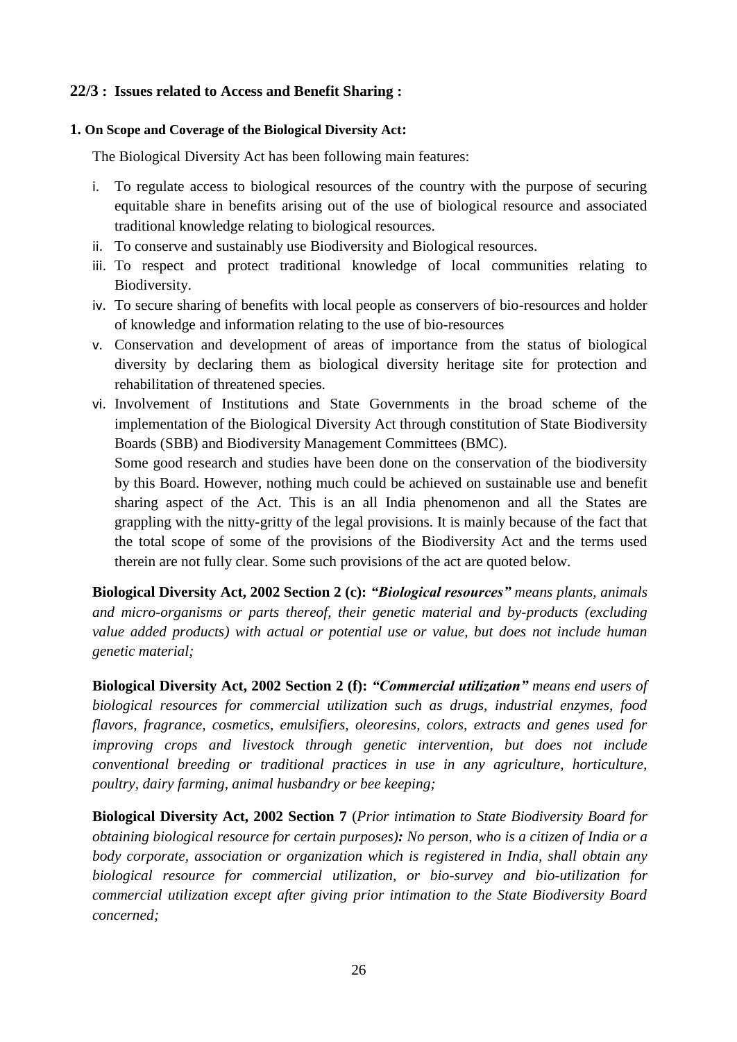### 22/3 : Issues related to Access and Benefit Sharing :

#### 1. On Scope and Coverage of the Biological Diversity Act:

The Biological Diversity Act has been following main features:

i. To regulate access to biological resources of the country with the purpose of securing equitable share in benefits arising out of the use of biological resource and associated traditional knowledge relating to biological resources.
ii. To conserve and sustainably use Biodiversity and Biological resources.
iii. To respect and protect traditional knowledge of local communities relating to Biodiversity.
iv. To secure sharing of benefits with local people as conservers of bio-resources and holder of knowledge and information relating to the use of bio-resources
v. Conservation and development of areas of importance from the status of biological diversity by declaring them as biological diversity heritage site for protection and rehabilitation of threatened species.
vi. Involvement of Institutions and State Governments in the broad scheme of the implementation of the Biological Diversity Act through constitution of State Biodiversity Boards (SBB) and Biodiversity Management Committees (BMC).

   Some good research and studies have been done on the conservation of the biodiversity by this Board. However, nothing much could be achieved on sustainable use and benefit sharing aspect of the Act. This is an all India phenomenon and all the States are grappling with the nitty-gritty of the legal provisions. It is mainly because of the fact that the total scope of some of the provisions of the Biodiversity Act and the terms used therein are not fully clear. Some such provisions of the act are quoted below.

**Biological Diversity Act, 2002 Section 2 (c):** ***"Biological resources"*** *means plants, animals and micro-organisms or parts thereof, their genetic material and by-products (excluding value added products) with actual or potential use or value, but does not include human genetic material;*

**Biological Diversity Act, 2002 Section 2 (f):** ***"Commercial utilization"*** *means end users of biological resources for commercial utilization such as drugs, industrial enzymes, food flavors, fragrance, cosmetics, emulsifiers, oleoresins, colors, extracts and genes used for improving crops and livestock through genetic intervention, but does not include conventional breeding or traditional practices in use in any agriculture, horticulture, poultry, dairy farming, animal husbandry or bee keeping;*

**Biological Diversity Act, 2002 Section 7** (*Prior intimation to State Biodiversity Board for obtaining biological resource for certain purposes*)***:*** *No person, who is a citizen of India or a body corporate, association or organization which is registered in India, shall obtain any biological resource for commercial utilization, or bio-survey and bio-utilization for commercial utilization except after giving prior intimation to the State Biodiversity Board concerned;*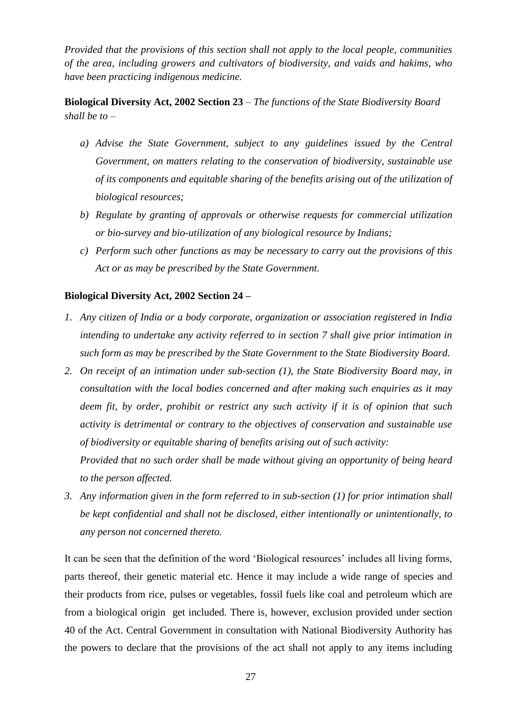*Provided that the provisions of this section shall not apply to the local people, communities of the area, including growers and cultivators of biodiversity, and vaids and hakims, who have been practicing indigenous medicine.*

**Biological Diversity Act, 2002 Section 23** – *The functions of the State Biodiversity Board shall be to –*

- *a) Advise the State Government, subject to any guidelines issued by the Central Government, on matters relating to the conservation of biodiversity, sustainable use of its components and equitable sharing of the benefits arising out of the utilization of biological resources;*
- *b) Regulate by granting of approvals or otherwise requests for commercial utilization or bio-survey and bio-utilization of any biological resource by Indians;*
- *c) Perform such other functions as may be necessary to carry out the provisions of this Act or as may be prescribed by the State Government.*

**Biological Diversity Act, 2002 Section 24 –**

1. *Any citizen of India or a body corporate, organization or association registered in India intending to undertake any activity referred to in section 7 shall give prior intimation in such form as may be prescribed by the State Government to the State Biodiversity Board.*
2. *On receipt of an intimation under sub-section (1), the State Biodiversity Board may, in consultation with the local bodies concerned and after making such enquiries as it may deem fit, by order, prohibit or restrict any such activity if it is of opinion that such activity is detrimental or contrary to the objectives of conservation and sustainable use of biodiversity or equitable sharing of benefits arising out of such activity:*
   *Provided that no such order shall be made without giving an opportunity of being heard to the person affected.*
3. *Any information given in the form referred to in sub-section (1) for prior intimation shall be kept confidential and shall not be disclosed, either intentionally or unintentionally, to any person not concerned thereto.*

It can be seen that the definition of the word 'Biological resources' includes all living forms, parts thereof, their genetic material etc. Hence it may include a wide range of species and their products from rice, pulses or vegetables, fossil fuels like coal and petroleum which are from a biological origin get included. There is, however, exclusion provided under section 40 of the Act. Central Government in consultation with National Biodiversity Authority has the powers to declare that the provisions of the act shall not apply to any items including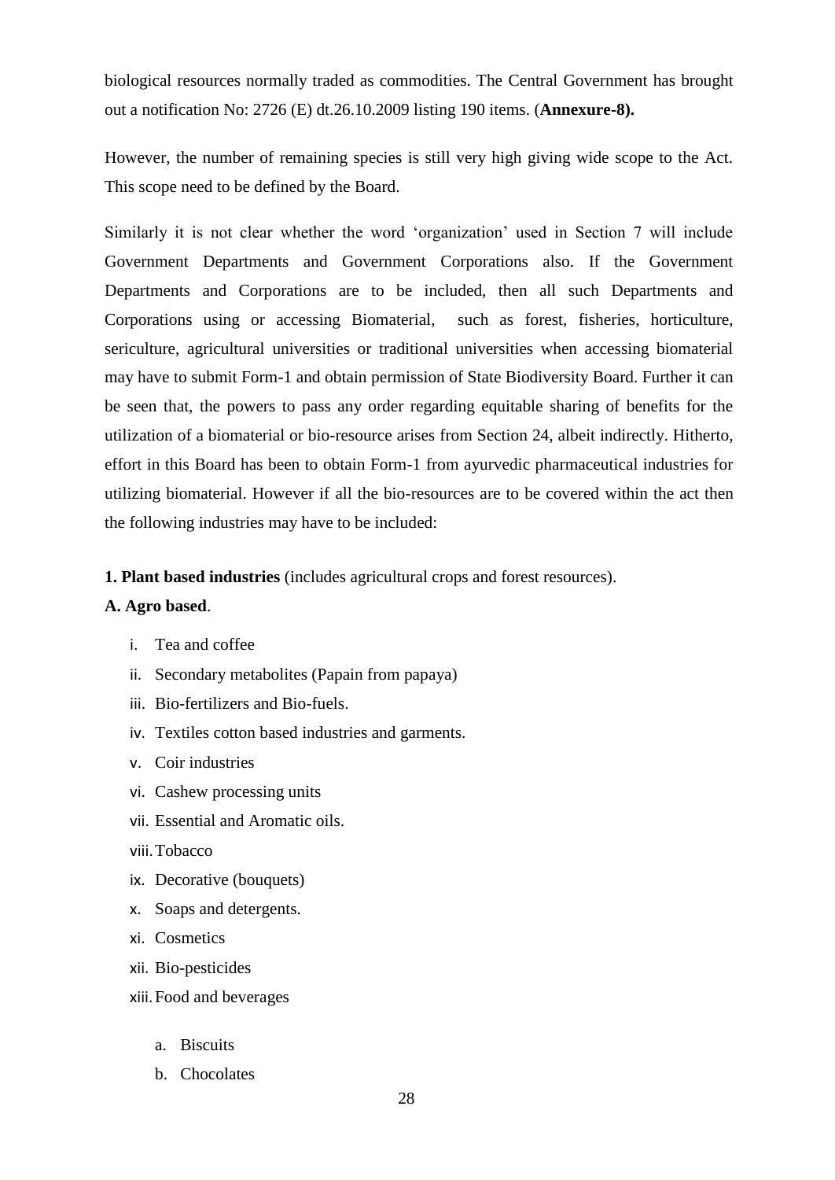biological resources normally traded as commodities. The Central Government has brought out a notification No: 2726 (E) dt.26.10.2009 listing 190 items. (**Annexure-8).**

However, the number of remaining species is still very high giving wide scope to the Act. This scope need to be defined by the Board.

Similarly it is not clear whether the word 'organization' used in Section 7 will include Government Departments and Government Corporations also. If the Government Departments and Corporations are to be included, then all such Departments and Corporations using or accessing Biomaterial, such as forest, fisheries, horticulture, sericulture, agricultural universities or traditional universities when accessing biomaterial may have to submit Form-1 and obtain permission of State Biodiversity Board. Further it can be seen that, the powers to pass any order regarding equitable sharing of benefits for the utilization of a biomaterial or bio-resource arises from Section 24, albeit indirectly. Hitherto, effort in this Board has been to obtain Form-1 from ayurvedic pharmaceutical industries for utilizing biomaterial. However if all the bio-resources are to be covered within the act then the following industries may have to be included:

**1. Plant based industries** (includes agricultural crops and forest resources).

**A. Agro based**.

i. Tea and coffee
ii. Secondary metabolites (Papain from papaya)
iii. Bio-fertilizers and Bio-fuels.
iv. Textiles cotton based industries and garments.
v. Coir industries
vi. Cashew processing units
vii. Essential and Aromatic oils.
viii. Tobacco
ix. Decorative (bouquets)
x. Soaps and detergents.
xi. Cosmetics
xii. Bio-pesticides
xiii. Food and beverages

    a. Biscuits
    b. Chocolates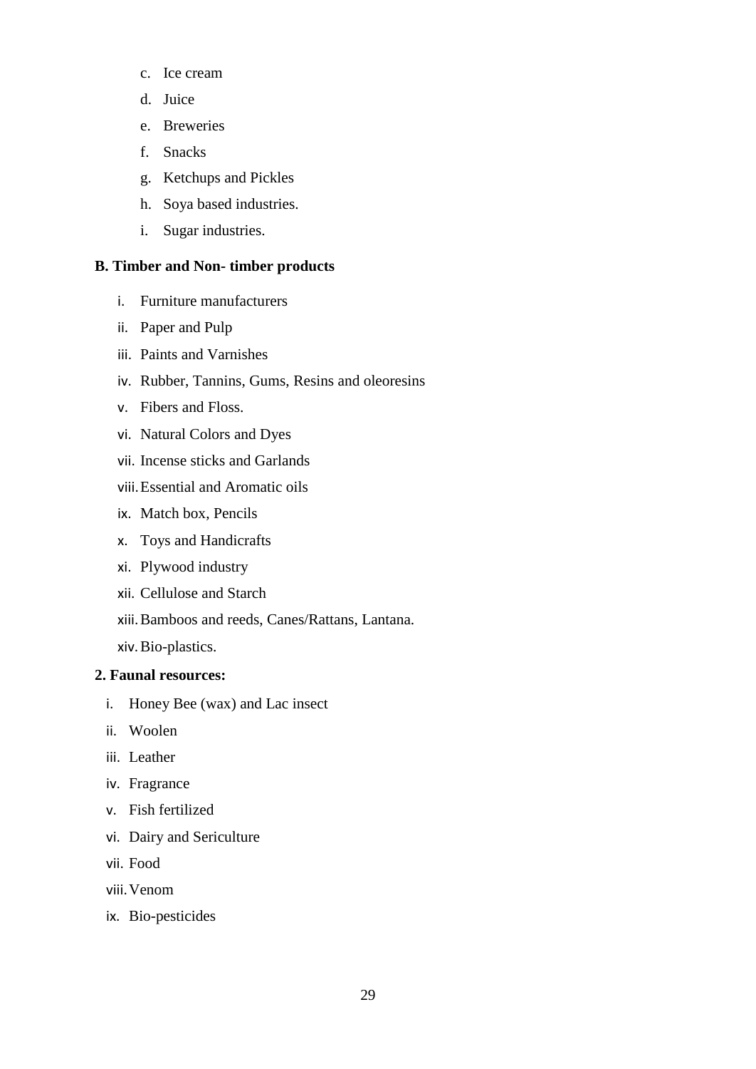c. Ice cream

d. Juice

e. Breweries

f. Snacks

g. Ketchups and Pickles

h. Soya based industries.

i. Sugar industries.

**B. Timber and Non- timber products**

i. Furniture manufacturers

ii. Paper and Pulp

iii. Paints and Varnishes

iv. Rubber, Tannins, Gums, Resins and oleoresins

v. Fibers and Floss.

vi. Natural Colors and Dyes

vii. Incense sticks and Garlands

viii. Essential and Aromatic oils

ix. Match box, Pencils

x. Toys and Handicrafts

xi. Plywood industry

xii. Cellulose and Starch

xiii. Bamboos and reeds, Canes/Rattans, Lantana.

xiv. Bio-plastics.

**2. Faunal resources:**

i. Honey Bee (wax) and Lac insect

ii. Woolen

iii. Leather

iv. Fragrance

v. Fish fertilized

vi. Dairy and Sericulture

vii. Food

viii. Venom

ix. Bio-pesticides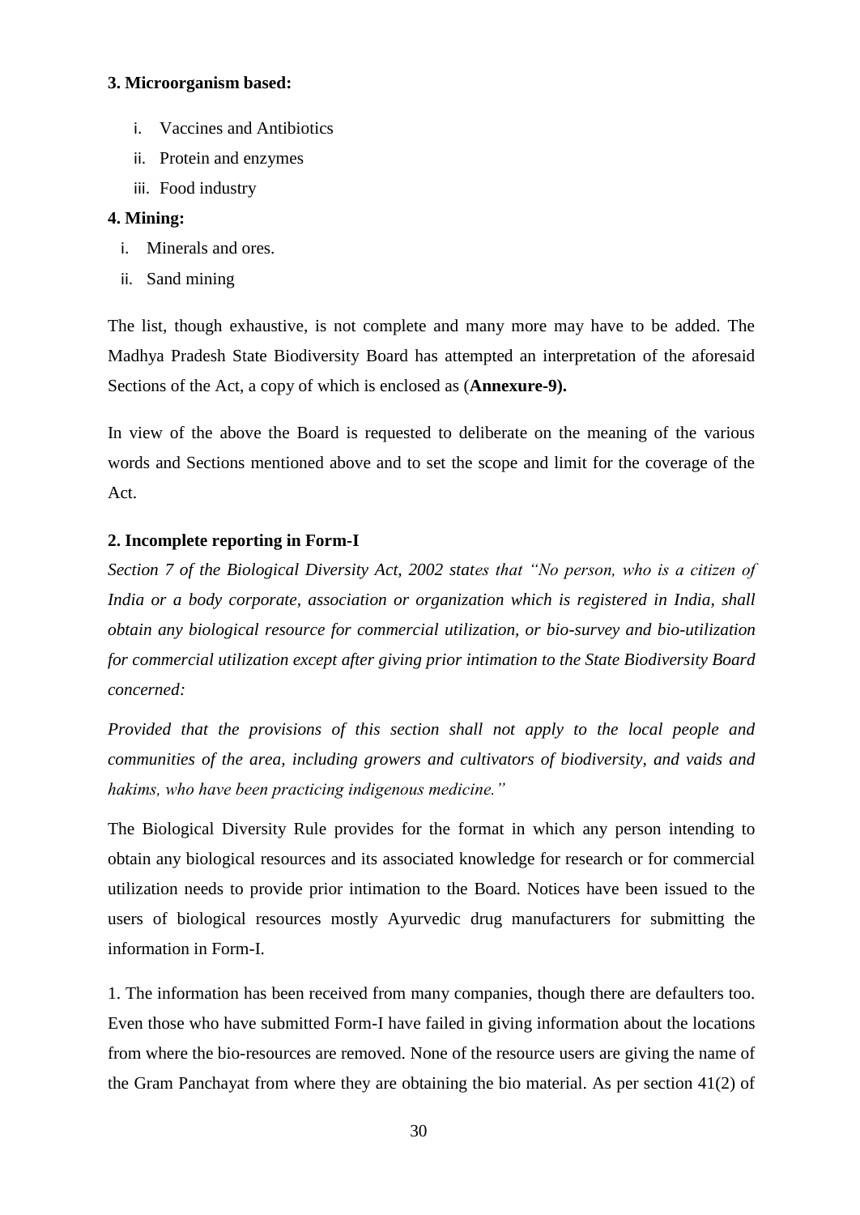**3. Microorganism based:**

i. Vaccines and Antibiotics
ii. Protein and enzymes
iii. Food industry

**4. Mining:**

i. Minerals and ores.
ii. Sand mining

The list, though exhaustive, is not complete and many more may have to be added. The Madhya Pradesh State Biodiversity Board has attempted an interpretation of the aforesaid Sections of the Act, a copy of which is enclosed as (**Annexure-9).**

In view of the above the Board is requested to deliberate on the meaning of the various words and Sections mentioned above and to set the scope and limit for the coverage of the Act.

**2. Incomplete reporting in Form-I**

*Section 7 of the Biological Diversity Act, 2002 states that "No person, who is a citizen of India or a body corporate, association or organization which is registered in India, shall obtain any biological resource for commercial utilization, or bio-survey and bio-utilization for commercial utilization except after giving prior intimation to the State Biodiversity Board concerned:*

*Provided that the provisions of this section shall not apply to the local people and communities of the area, including growers and cultivators of biodiversity, and vaids and hakims, who have been practicing indigenous medicine."*

The Biological Diversity Rule provides for the format in which any person intending to obtain any biological resources and its associated knowledge for research or for commercial utilization needs to provide prior intimation to the Board. Notices have been issued to the users of biological resources mostly Ayurvedic drug manufacturers for submitting the information in Form-I.

1. The information has been received from many companies, though there are defaulters too. Even those who have submitted Form-I have failed in giving information about the locations from where the bio-resources are removed. None of the resource users are giving the name of the Gram Panchayat from where they are obtaining the bio material. As per section 41(2) of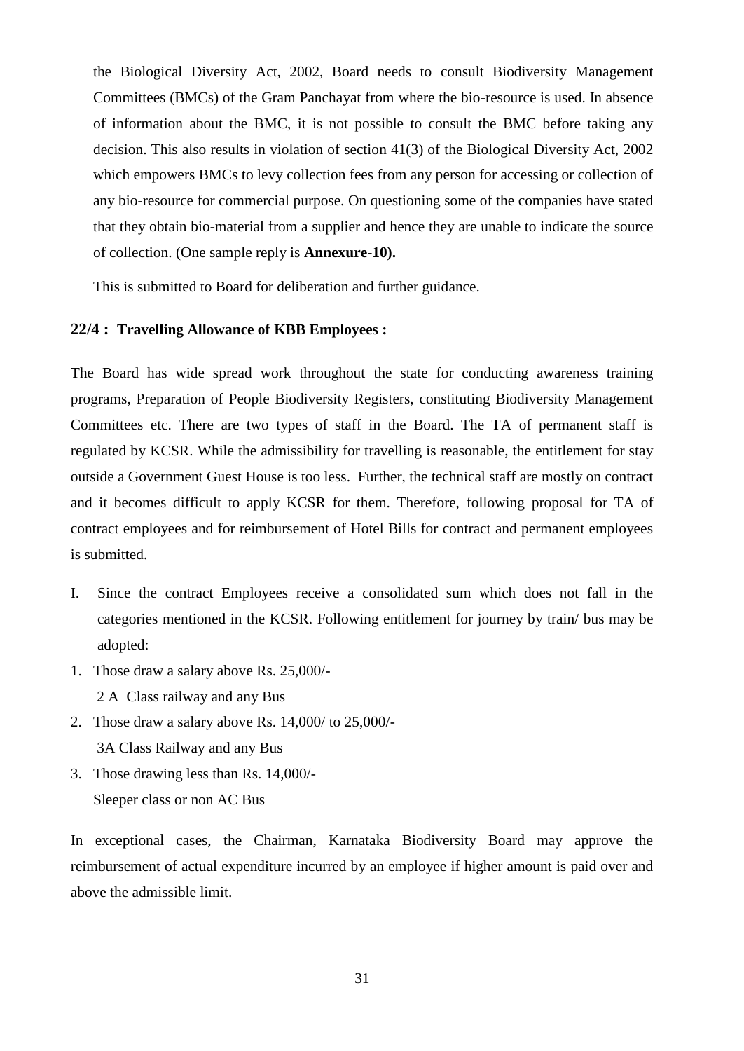the Biological Diversity Act, 2002, Board needs to consult Biodiversity Management Committees (BMCs) of the Gram Panchayat from where the bio-resource is used. In absence of information about the BMC, it is not possible to consult the BMC before taking any decision. This also results in violation of section 41(3) of the Biological Diversity Act, 2002 which empowers BMCs to levy collection fees from any person for accessing or collection of any bio-resource for commercial purpose. On questioning some of the companies have stated that they obtain bio-material from a supplier and hence they are unable to indicate the source of collection. (One sample reply is **Annexure-10).**

This is submitted to Board for deliberation and further guidance.

### 22/4 : Travelling Allowance of KBB Employees :

The Board has wide spread work throughout the state for conducting awareness training programs, Preparation of People Biodiversity Registers, constituting Biodiversity Management Committees etc. There are two types of staff in the Board. The TA of permanent staff is regulated by KCSR. While the admissibility for travelling is reasonable, the entitlement for stay outside a Government Guest House is too less. Further, the technical staff are mostly on contract and it becomes difficult to apply KCSR for them. Therefore, following proposal for TA of contract employees and for reimbursement of Hotel Bills for contract and permanent employees is submitted.

I. Since the contract Employees receive a consolidated sum which does not fall in the categories mentioned in the KCSR. Following entitlement for journey by train/ bus may be adopted:

1. Those draw a salary above Rs. 25,000/-
   2 A Class railway and any Bus
2. Those draw a salary above Rs. 14,000/ to 25,000/-
   3A Class Railway and any Bus
3. Those drawing less than Rs. 14,000/-
   Sleeper class or non AC Bus

In exceptional cases, the Chairman, Karnataka Biodiversity Board may approve the reimbursement of actual expenditure incurred by an employee if higher amount is paid over and above the admissible limit.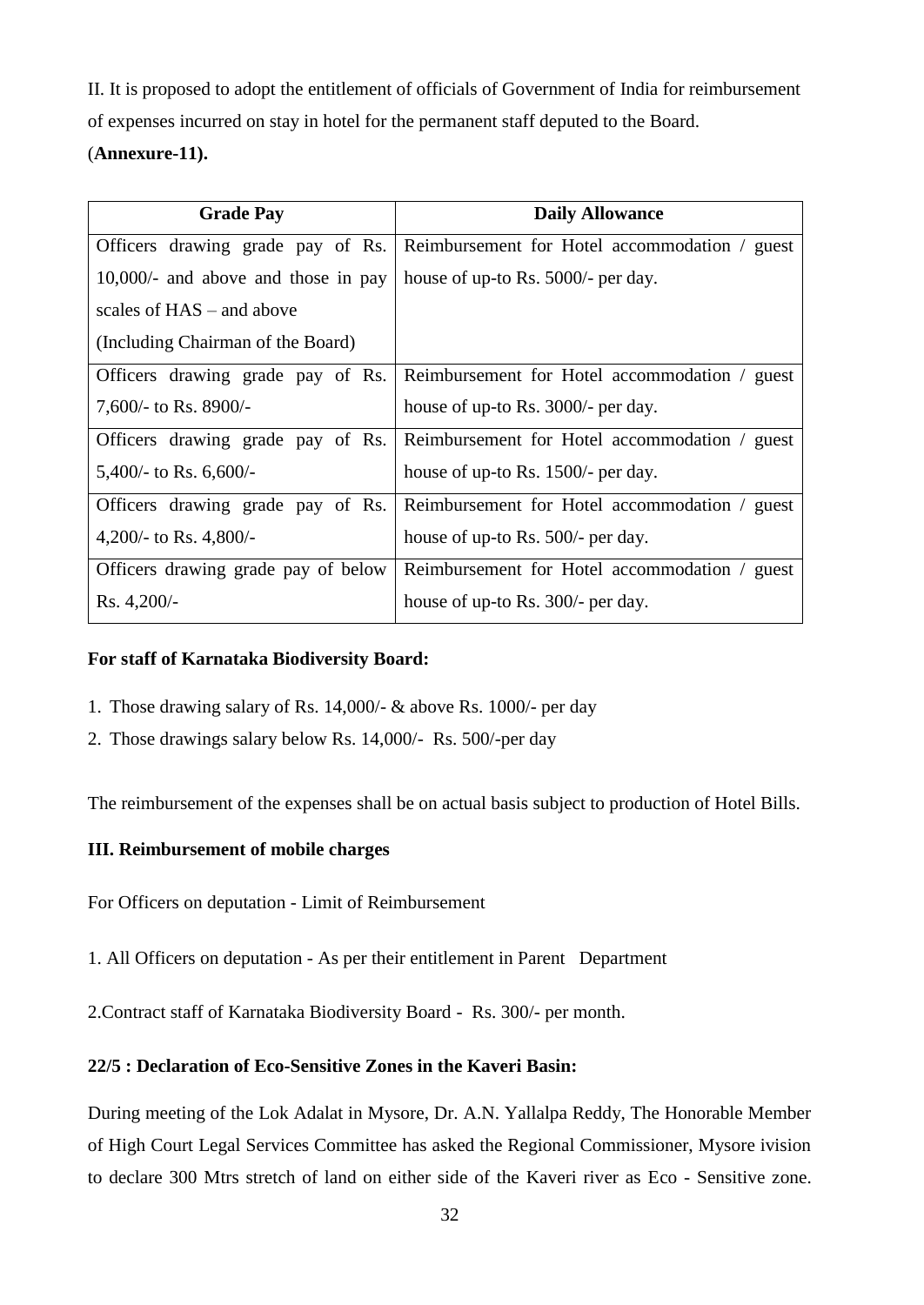II. It is proposed to adopt the entitlement of officials of Government of India for reimbursement of expenses incurred on stay in hotel for the permanent staff deputed to the Board. (**Annexure-11).**

| Grade Pay | Daily Allowance |
| --- | --- |
| Officers drawing grade pay of Rs. 10,000/- and above and those in pay scales of HAS – and above (Including Chairman of the Board) | Reimbursement for Hotel accommodation / guest house of up-to Rs. 5000/- per day. |
| Officers drawing grade pay of Rs. 7,600/- to Rs. 8900/- | Reimbursement for Hotel accommodation / guest house of up-to Rs. 3000/- per day. |
| Officers drawing grade pay of Rs. 5,400/- to Rs. 6,600/- | Reimbursement for Hotel accommodation / guest house of up-to Rs. 1500/- per day. |
| Officers drawing grade pay of Rs. 4,200/- to Rs. 4,800/- | Reimbursement for Hotel accommodation / guest house of up-to Rs. 500/- per day. |
| Officers drawing grade pay of below Rs. 4,200/- | Reimbursement for Hotel accommodation / guest house of up-to Rs. 300/- per day. |

**For staff of Karnataka Biodiversity Board:**

1. Those drawing salary of Rs. 14,000/- & above Rs. 1000/- per day
2. Those drawings salary below Rs. 14,000/- Rs. 500/-per day

The reimbursement of the expenses shall be on actual basis subject to production of Hotel Bills.

**III. Reimbursement of mobile charges**

For Officers on deputation - Limit of Reimbursement

1. All Officers on deputation - As per their entitlement in Parent Department

2.Contract staff of Karnataka Biodiversity Board - Rs. 300/- per month.

**22/5 : Declaration of Eco-Sensitive Zones in the Kaveri Basin:**

During meeting of the Lok Adalat in Mysore, Dr. A.N. Yallalpa Reddy, The Honorable Member of High Court Legal Services Committee has asked the Regional Commissioner, Mysore ivision to declare 300 Mtrs stretch of land on either side of the Kaveri river as Eco - Sensitive zone.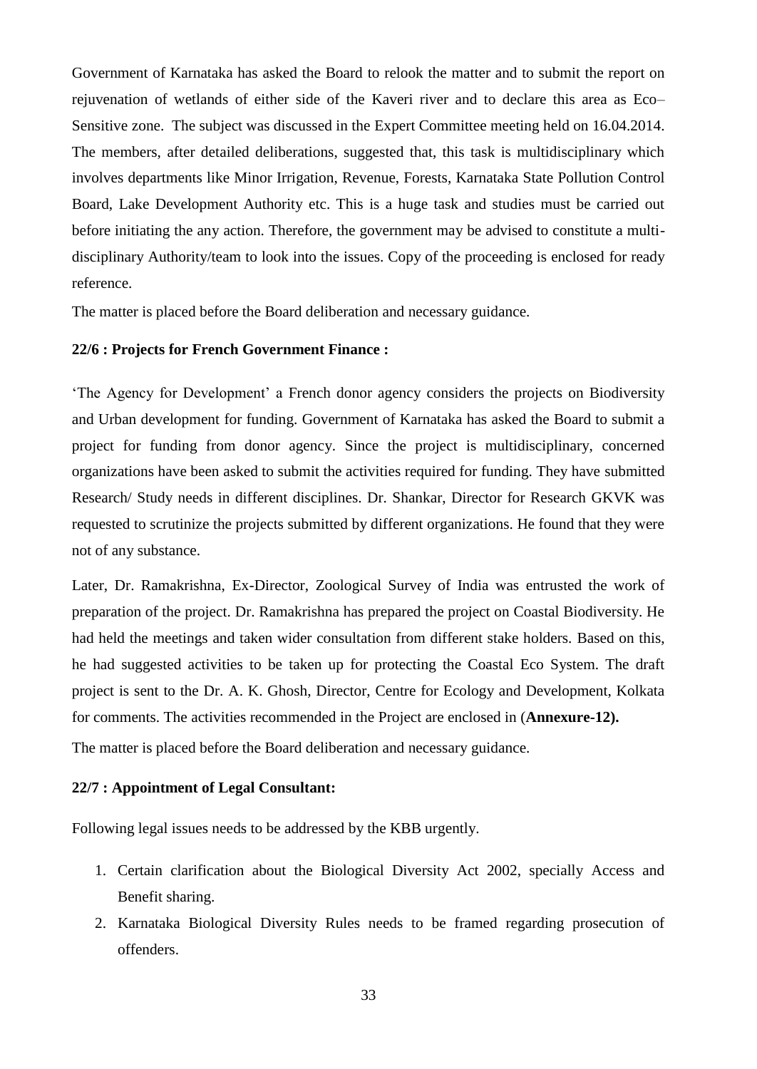Government of Karnataka has asked the Board to relook the matter and to submit the report on rejuvenation of wetlands of either side of the Kaveri river and to declare this area as Eco–Sensitive zone. The subject was discussed in the Expert Committee meeting held on 16.04.2014. The members, after detailed deliberations, suggested that, this task is multidisciplinary which involves departments like Minor Irrigation, Revenue, Forests, Karnataka State Pollution Control Board, Lake Development Authority etc. This is a huge task and studies must be carried out before initiating the any action. Therefore, the government may be advised to constitute a multi-disciplinary Authority/team to look into the issues. Copy of the proceeding is enclosed for ready reference.

The matter is placed before the Board deliberation and necessary guidance.

**22/6 : Projects for French Government Finance :**

'The Agency for Development' a French donor agency considers the projects on Biodiversity and Urban development for funding. Government of Karnataka has asked the Board to submit a project for funding from donor agency. Since the project is multidisciplinary, concerned organizations have been asked to submit the activities required for funding. They have submitted Research/ Study needs in different disciplines. Dr. Shankar, Director for Research GKVK was requested to scrutinize the projects submitted by different organizations. He found that they were not of any substance.

Later, Dr. Ramakrishna, Ex-Director, Zoological Survey of India was entrusted the work of preparation of the project. Dr. Ramakrishna has prepared the project on Coastal Biodiversity. He had held the meetings and taken wider consultation from different stake holders. Based on this, he had suggested activities to be taken up for protecting the Coastal Eco System. The draft project is sent to the Dr. A. K. Ghosh, Director, Centre for Ecology and Development, Kolkata for comments. The activities recommended in the Project are enclosed in (**Annexure-12).**

The matter is placed before the Board deliberation and necessary guidance.

**22/7 : Appointment of Legal Consultant:**

Following legal issues needs to be addressed by the KBB urgently.

1. Certain clarification about the Biological Diversity Act 2002, specially Access and Benefit sharing.
2. Karnataka Biological Diversity Rules needs to be framed regarding prosecution of offenders.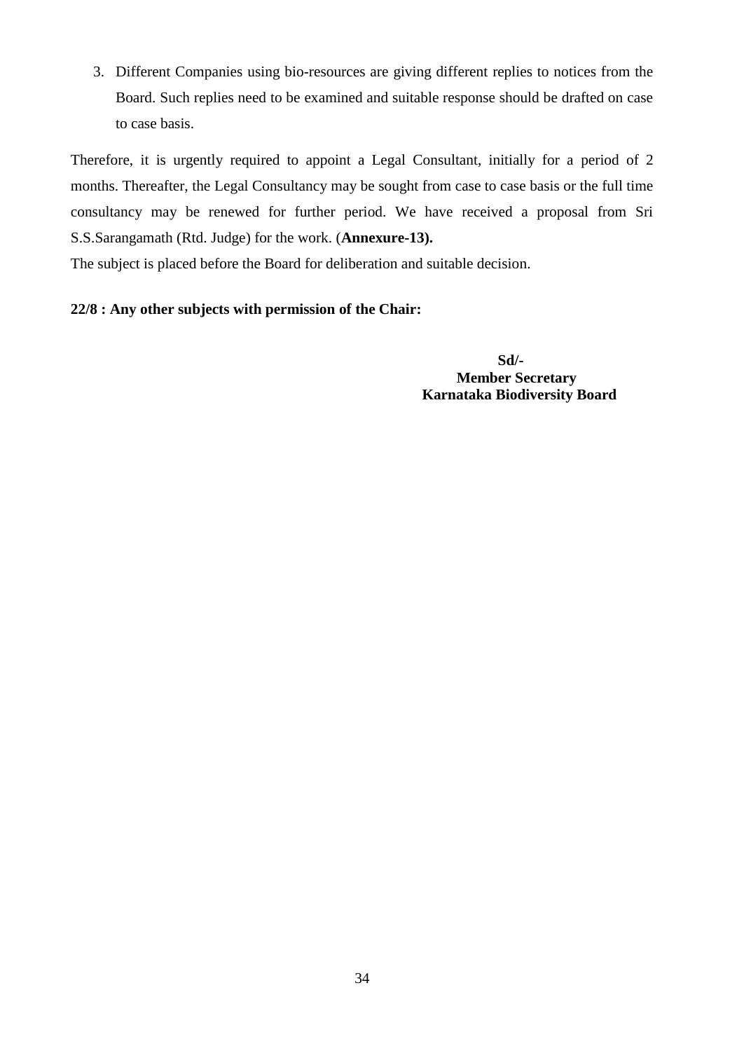3. Different Companies using bio-resources are giving different replies to notices from the Board. Such replies need to be examined and suitable response should be drafted on case to case basis.

Therefore, it is urgently required to appoint a Legal Consultant, initially for a period of 2 months. Thereafter, the Legal Consultancy may be sought from case to case basis or the full time consultancy may be renewed for further period. We have received a proposal from Sri S.S.Sarangamath (Rtd. Judge) for the work. (**Annexure-13).**

The subject is placed before the Board for deliberation and suitable decision.

**22/8 : Any other subjects with permission of the Chair:**

**Sd/-**
**Member Secretary**
**Karnataka Biodiversity Board**